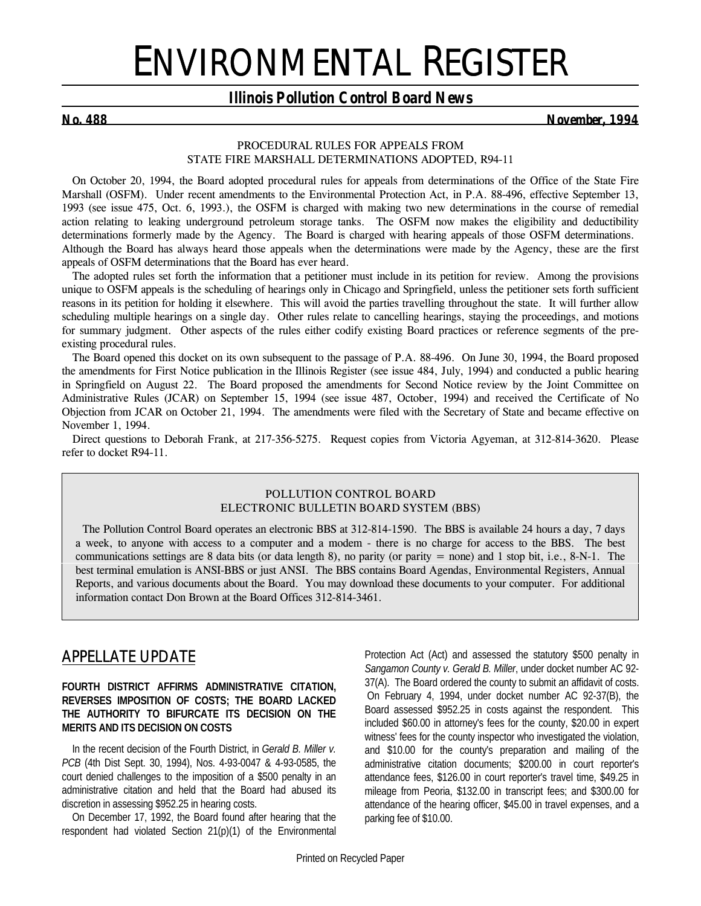# ENVIRONMENTAL REGISTER

## Illinois Pollution Control Board News

**No. 488** **November, 1994**

### PROCEDURAL RULES FOR APPEALS FROM STATE FIRE MARSHALL DETERMINATIONS ADOPTED, R94-11

On October 20, 1994, the Board adopted procedural rules for appeals from determinations of the Office of the State Fire Marshall (OSFM). Under recent amendments to the Environmental Protection Act, in P.A. 88-496, effective September 13, 1993 (see issue 475, Oct. 6, 1993.), the OSFM is charged with making two new determinations in the course of remedial action relating to leaking underground petroleum storage tanks. The OSFM now makes the eligibility and deductibility determinations formerly made by the Agency. The Board is charged with hearing appeals of those OSFM determinations. Although the Board has always heard those appeals when the determinations were made by the Agency, these are the first appeals of OSFM determinations that the Board has ever heard.

The adopted rules set forth the information that a petitioner must include in its petition for review. Among the provisions unique to OSFM appeals is the scheduling of hearings only in Chicago and Springfield, unless the petitioner sets forth sufficient reasons in its petition for holding it elsewhere. This will avoid the parties travelling throughout the state. It will further allow scheduling multiple hearings on a single day. Other rules relate to cancelling hearings, staying the proceedings, and motions for summary judgment. Other aspects of the rules either codify existing Board practices or reference segments of the pre-existing procedural rules.

The Board opened this docket on its own subsequent to the passage of P.A. 88-496. On June 30, 1994, the Board proposed the amendments for First Notice publication in the Illinois Register (see issue 484, July, 1994) and conducted a public hearing in Springfield on August 22. The Board proposed the amendments for Second Notice review by the Joint Committee on Administrative Rules (JCAR) on September 15, 1994 (see issue 487, October, 1994) and received the Certificate of No Objection from JCAR on October 21, 1994. The amendments were filed with the Secretary of State and became effective on November 1, 1994.

Direct questions to Deborah Frank, at 217-356-5275. Request copies from Victoria Agyeman, at 312-814-3620. Please refer to docket R94-11.

### POLLUTION CONTROL BOARD ELECTRONIC BULLETIN BOARD SYSTEM (BBS)

The Pollution Control Board operates an electronic BBS at 312-814-1590. The BBS is available 24 hours a day, 7 days a week, to anyone with access to a computer and a modem - there is no charge for access to the BBS. The best communications settings are 8 data bits (or data length 8), no parity (or parity = none) and 1 stop bit, i.e., 8-N-1. The best terminal emulation is ANSI-BBS or just ANSI. The BBS contains Board Agendas, Environmental Registers, Annual Reports, and various documents about the Board. You may download these documents to your computer. For additional information contact Don Brown at the Board Offices 312-814-3461.

## APPELLATE UPDATE

### FOURTH DISTRICT AFFIRMS ADMINISTRATIVE CITATION, REVERSES IMPOSITION OF COSTS; THE BOARD LACKED THE AUTHORITY TO BIFURCATE ITS DECISION ON THE MERITS AND ITS DECISION ON COSTS

In the recent decision of the Fourth District, in *Gerald B. Miller v. PCB* (4th Dist Sept. 30, 1994), Nos. 4-93-0047 & 4-93-0585, the court denied challenges to the imposition of a $500 penalty in an administrative citation and held that the Board had abused its discretion in assessing $952.25 in hearing costs.

On December 17, 1992, the Board found after hearing that the respondent had violated Section 21(p)(1) of the Environmental Protection Act (Act) and assessed the statutory $500 penalty in *Sangamon County v. Gerald B. Miller*, under docket number AC 92-37(A). The Board ordered the county to submit an affidavit of costs. On February 4, 1994, under docket number AC 92-37(B), the Board assessed $952.25 in costs against the respondent. This included $60.00 in attorney's fees for the county, $20.00 in expert witness' fees for the county inspector who investigated the violation, and $10.00 for the county's preparation and mailing of the administrative citation documents; $200.00 in court reporter's attendance fees, $126.00 in court reporter's travel time, $49.25 in mileage from Peoria, $132.00 in transcript fees; and $300.00 for attendance of the hearing officer, $45.00 in travel expenses, and a parking fee of $10.00.

Printed on Recycled Paper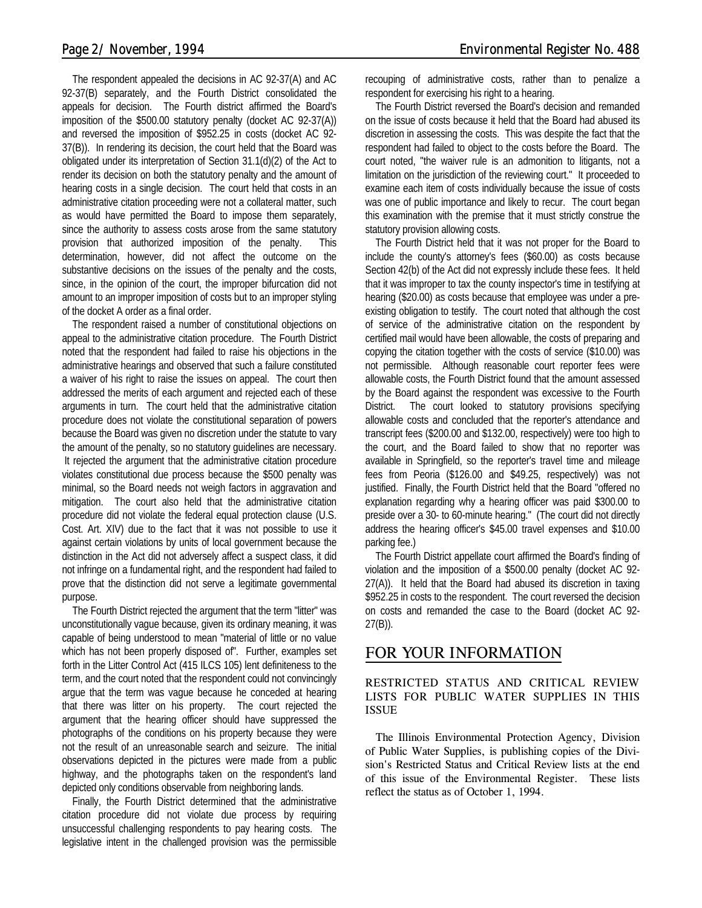The respondent appealed the decisions in AC 92-37(A) and AC 92-37(B) separately, and the Fourth District consolidated the appeals for decision. The Fourth district affirmed the Board's imposition of the $500.00 statutory penalty (docket AC 92-37(A)) and reversed the imposition of $952.25 in costs (docket AC 92-37(B)). In rendering its decision, the court held that the Board was obligated under its interpretation of Section 31.1(d)(2) of the Act to render its decision on both the statutory penalty and the amount of hearing costs in a single decision. The court held that costs in an administrative citation proceeding were not a collateral matter, such as would have permitted the Board to impose them separately, since the authority to assess costs arose from the same statutory provision that authorized imposition of the penalty. This determination, however, did not affect the outcome on the substantive decisions on the issues of the penalty and the costs, since, in the opinion of the court, the improper bifurcation did not amount to an improper imposition of costs but to an improper styling of the docket A order as a final order.

The respondent raised a number of constitutional objections on appeal to the administrative citation procedure. The Fourth District noted that the respondent had failed to raise his objections in the administrative hearings and observed that such a failure constituted a waiver of his right to raise the issues on appeal. The court then addressed the merits of each argument and rejected each of these arguments in turn. The court held that the administrative citation procedure does not violate the constitutional separation of powers because the Board was given no discretion under the statute to vary the amount of the penalty, so no statutory guidelines are necessary. It rejected the argument that the administrative citation procedure violates constitutional due process because the $500 penalty was minimal, so the Board needs not weigh factors in aggravation and mitigation. The court also held that the administrative citation procedure did not violate the federal equal protection clause (U.S. Cost. Art. XIV) due to the fact that it was not possible to use it against certain violations by units of local government because the distinction in the Act did not adversely affect a suspect class, it did not infringe on a fundamental right, and the respondent had failed to prove that the distinction did not serve a legitimate governmental purpose.

The Fourth District rejected the argument that the term "litter" was unconstitutionally vague because, given its ordinary meaning, it was capable of being understood to mean "material of little or no value which has not been properly disposed of". Further, examples set forth in the Litter Control Act (415 ILCS 105) lent definiteness to the term, and the court noted that the respondent could not convincingly argue that the term was vague because he conceded at hearing that there was litter on his property. The court rejected the argument that the hearing officer should have suppressed the photographs of the conditions on his property because they were not the result of an unreasonable search and seizure. The initial observations depicted in the pictures were made from a public highway, and the photographs taken on the respondent's land depicted only conditions observable from neighboring lands.

Finally, the Fourth District determined that the administrative citation procedure did not violate due process by requiring unsuccessful challenging respondents to pay hearing costs. The legislative intent in the challenged provision was the permissible recouping of administrative costs, rather than to penalize a respondent for exercising his right to a hearing.

The Fourth District reversed the Board's decision and remanded on the issue of costs because it held that the Board had abused its discretion in assessing the costs. This was despite the fact that the respondent had failed to object to the costs before the Board. The court noted, "the waiver rule is an admonition to litigants, not a limitation on the jurisdiction of the reviewing court." It proceeded to examine each item of costs individually because the issue of costs was one of public importance and likely to recur. The court began this examination with the premise that it must strictly construe the statutory provision allowing costs.

The Fourth District held that it was not proper for the Board to include the county's attorney's fees ($60.00) as costs because Section 42(b) of the Act did not expressly include these fees. It held that it was improper to tax the county inspector's time in testifying at hearing ($20.00) as costs because that employee was under a pre-existing obligation to testify. The court noted that although the cost of service of the administrative citation on the respondent by certified mail would have been allowable, the costs of preparing and copying the citation together with the costs of service ($10.00) was not permissible. Although reasonable court reporter fees were allowable costs, the Fourth District found that the amount assessed by the Board against the respondent was excessive to the Fourth District. The court looked to statutory provisions specifying allowable costs and concluded that the reporter's attendance and transcript fees ($200.00 and $132.00, respectively) were too high to the court, and the Board failed to show that no reporter was available in Springfield, so the reporter's travel time and mileage fees from Peoria ($126.00 and $49.25, respectively) was not justified. Finally, the Fourth District held that the Board "offered no explanation regarding why a hearing officer was paid $300.00 to preside over a 30- to 60-minute hearing." (The court did not directly address the hearing officer's $45.00 travel expenses and $10.00 parking fee.)

The Fourth District appellate court affirmed the Board's finding of violation and the imposition of a $500.00 penalty (docket AC 92-27(A)). It held that the Board had abused its discretion in taxing $952.25 in costs to the respondent. The court reversed the decision on costs and remanded the case to the Board (docket AC 92-27(B)).

## FOR YOUR INFORMATION

### RESTRICTED STATUS AND CRITICAL REVIEW LISTS FOR PUBLIC WATER SUPPLIES IN THIS ISSUE

The Illinois Environmental Protection Agency, Division of Public Water Supplies, is publishing copies of the Division's Restricted Status and Critical Review lists at the end of this issue of the Environmental Register. These lists reflect the status as of October 1, 1994.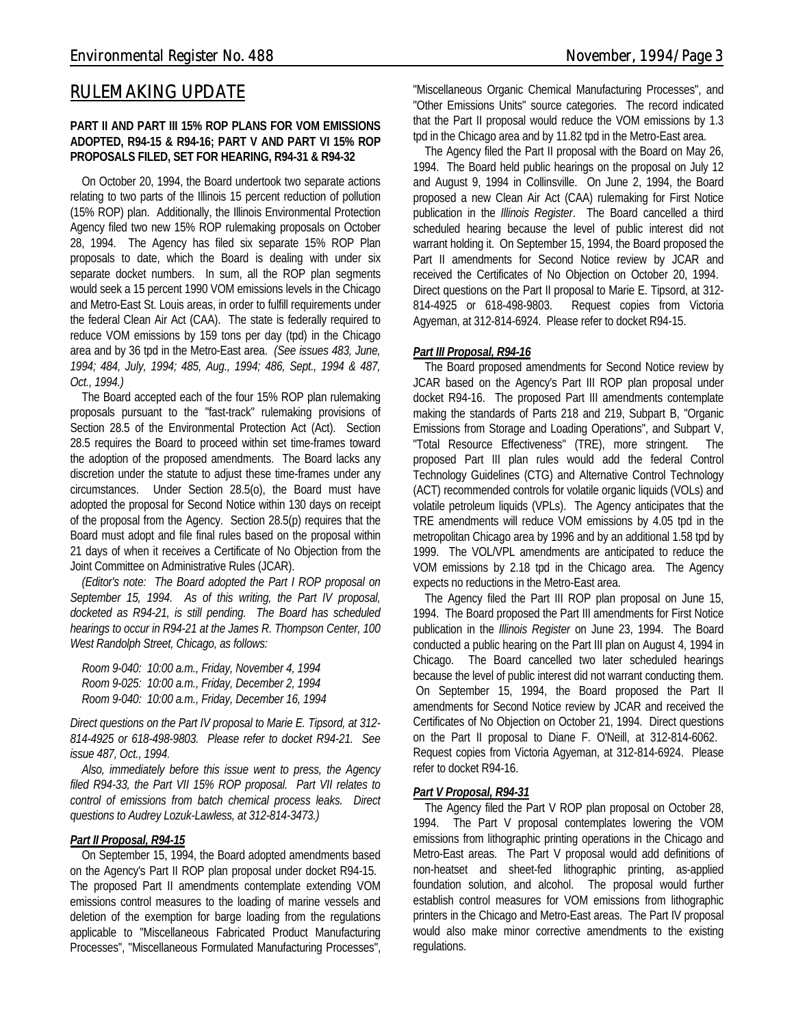## RULEMAKING UPDATE

**PART II AND PART III 15% ROP PLANS FOR VOM EMISSIONS ADOPTED, R94-15 & R94-16; PART V AND PART VI 15% ROP PROPOSALS FILED, SET FOR HEARING, R94-31 & R94-32**

On October 20, 1994, the Board undertook two separate actions relating to two parts of the Illinois 15 percent reduction of pollution (15% ROP) plan. Additionally, the Illinois Environmental Protection Agency filed two new 15% ROP rulemaking proposals on October 28, 1994. The Agency has filed six separate 15% ROP Plan proposals to date, which the Board is dealing with under six separate docket numbers. In sum, all the ROP plan segments would seek a 15 percent 1990 VOM emissions levels in the Chicago and Metro-East St. Louis areas, in order to fulfill requirements under the federal Clean Air Act (CAA). The state is federally required to reduce VOM emissions by 159 tons per day (tpd) in the Chicago area and by 36 tpd in the Metro-East area. *(See issues 483, June, 1994; 484, July, 1994; 485, Aug., 1994; 486, Sept., 1994 & 487, Oct., 1994.)*

The Board accepted each of the four 15% ROP plan rulemaking proposals pursuant to the "fast-track" rulemaking provisions of Section 28.5 of the Environmental Protection Act (Act). Section 28.5 requires the Board to proceed within set time-frames toward the adoption of the proposed amendments. The Board lacks any discretion under the statute to adjust these time-frames under any circumstances. Under Section 28.5(o), the Board must have adopted the proposal for Second Notice within 130 days on receipt of the proposal from the Agency. Section 28.5(p) requires that the Board must adopt and file final rules based on the proposal within 21 days of when it receives a Certificate of No Objection from the Joint Committee on Administrative Rules (JCAR).

*(Editor's note: The Board adopted the Part I ROP proposal on September 15, 1994. As of this writing, the Part IV proposal, docketed as R94-21, is still pending. The Board has scheduled hearings to occur in R94-21 at the James R. Thompson Center, 100 West Randolph Street, Chicago, as follows:*

*Room 9-040: 10:00 a.m., Friday, November 4, 1994*
*Room 9-025: 10:00 a.m., Friday, December 2, 1994*
*Room 9-040: 10:00 a.m., Friday, December 16, 1994*

*Direct questions on the Part IV proposal to Marie E. Tipsord, at 312-814-4925 or 618-498-9803. Please refer to docket R94-21. See issue 487, Oct., 1994.*

*Also, immediately before this issue went to press, the Agency filed R94-33, the Part VII 15% ROP proposal. Part VII relates to control of emissions from batch chemical process leaks. Direct questions to Audrey Lozuk-Lawless, at 312-814-3473.)*

### *Part II Proposal, R94-15*

On September 15, 1994, the Board adopted amendments based on the Agency's Part II ROP plan proposal under docket R94-15. The proposed Part II amendments contemplate extending VOM emissions control measures to the loading of marine vessels and deletion of the exemption for barge loading from the regulations applicable to "Miscellaneous Fabricated Product Manufacturing Processes", "Miscellaneous Formulated Manufacturing Processes", "Miscellaneous Organic Chemical Manufacturing Processes", and "Other Emissions Units" source categories. The record indicated that the Part II proposal would reduce the VOM emissions by 1.3 tpd in the Chicago area and by 11.82 tpd in the Metro-East area.

The Agency filed the Part II proposal with the Board on May 26, 1994. The Board held public hearings on the proposal on July 12 and August 9, 1994 in Collinsville. On June 2, 1994, the Board proposed a new Clean Air Act (CAA) rulemaking for First Notice publication in the *Illinois Register*. The Board cancelled a third scheduled hearing because the level of public interest did not warrant holding it. On September 15, 1994, the Board proposed the Part II amendments for Second Notice review by JCAR and received the Certificates of No Objection on October 20, 1994. Direct questions on the Part II proposal to Marie E. Tipsord, at 312-814-4925 or 618-498-9803. Request copies from Victoria Agyeman, at 312-814-6924. Please refer to docket R94-15.

### *Part III Proposal, R94-16*

The Board proposed amendments for Second Notice review by JCAR based on the Agency's Part III ROP plan proposal under docket R94-16. The proposed Part III amendments contemplate making the standards of Parts 218 and 219, Subpart B, "Organic Emissions from Storage and Loading Operations", and Subpart V, "Total Resource Effectiveness" (TRE), more stringent. The proposed Part III plan rules would add the federal Control Technology Guidelines (CTG) and Alternative Control Technology (ACT) recommended controls for volatile organic liquids (VOLs) and volatile petroleum liquids (VPLs). The Agency anticipates that the TRE amendments will reduce VOM emissions by 4.05 tpd in the metropolitan Chicago area by 1996 and by an additional 1.58 tpd by 1999. The VOL/VPL amendments are anticipated to reduce the VOM emissions by 2.18 tpd in the Chicago area. The Agency expects no reductions in the Metro-East area.

The Agency filed the Part III ROP plan proposal on June 15, 1994. The Board proposed the Part III amendments for First Notice publication in the *Illinois Register* on June 23, 1994. The Board conducted a public hearing on the Part III plan on August 4, 1994 in Chicago. The Board cancelled two later scheduled hearings because the level of public interest did not warrant conducting them. On September 15, 1994, the Board proposed the Part II amendments for Second Notice review by JCAR and received the Certificates of No Objection on October 21, 1994. Direct questions on the Part II proposal to Diane F. O'Neill, at 312-814-6062. Request copies from Victoria Agyeman, at 312-814-6924. Please refer to docket R94-16.

### *Part V Proposal, R94-31*

The Agency filed the Part V ROP plan proposal on October 28, 1994. The Part V proposal contemplates lowering the VOM emissions from lithographic printing operations in the Chicago and Metro-East areas. The Part V proposal would add definitions of non-heatset and sheet-fed lithographic printing, as-applied foundation solution, and alcohol. The proposal would further establish control measures for VOM emissions from lithographic printers in the Chicago and Metro-East areas. The Part IV proposal would also make minor corrective amendments to the existing regulations.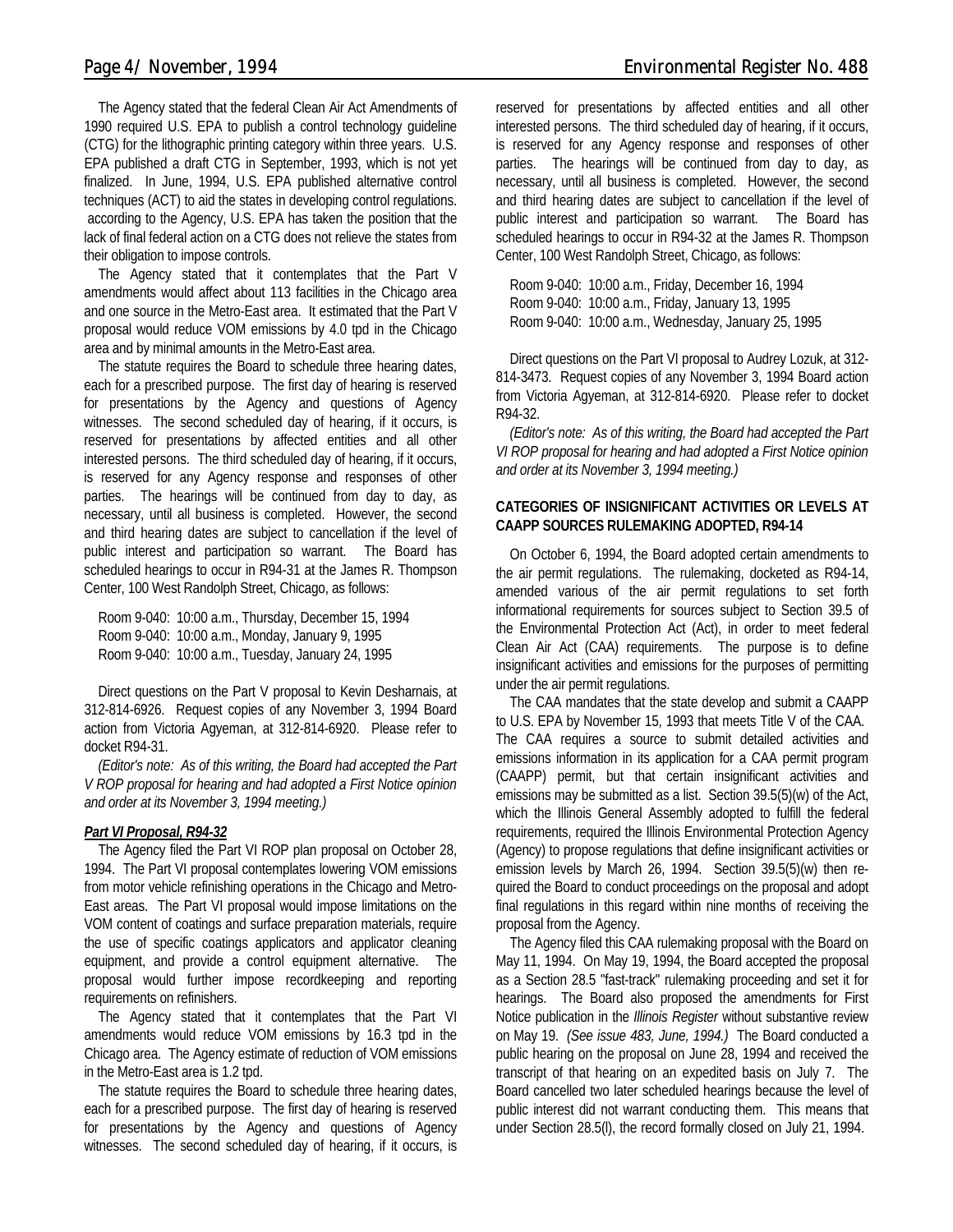The Agency stated that the federal Clean Air Act Amendments of 1990 required U.S. EPA to publish a control technology guideline (CTG) for the lithographic printing category within three years. U.S. EPA published a draft CTG in September, 1993, which is not yet finalized. In June, 1994, U.S. EPA published alternative control techniques (ACT) to aid the states in developing control regulations. according to the Agency, U.S. EPA has taken the position that the lack of final federal action on a CTG does not relieve the states from their obligation to impose controls.

The Agency stated that it contemplates that the Part V amendments would affect about 113 facilities in the Chicago area and one source in the Metro-East area. It estimated that the Part V proposal would reduce VOM emissions by 4.0 tpd in the Chicago area and by minimal amounts in the Metro-East area.

The statute requires the Board to schedule three hearing dates, each for a prescribed purpose. The first day of hearing is reserved for presentations by the Agency and questions of Agency witnesses. The second scheduled day of hearing, if it occurs, is reserved for presentations by affected entities and all other interested persons. The third scheduled day of hearing, if it occurs, is reserved for any Agency response and responses of other parties. The hearings will be continued from day to day, as necessary, until all business is completed. However, the second and third hearing dates are subject to cancellation if the level of public interest and participation so warrant. The Board has scheduled hearings to occur in R94-31 at the James R. Thompson Center, 100 West Randolph Street, Chicago, as follows:

Room 9-040: 10:00 a.m., Thursday, December 15, 1994
Room 9-040: 10:00 a.m., Monday, January 9, 1995
Room 9-040: 10:00 a.m., Tuesday, January 24, 1995

Direct questions on the Part V proposal to Kevin Desharnais, at 312-814-6926. Request copies of any November 3, 1994 Board action from Victoria Agyeman, at 312-814-6920. Please refer to docket R94-31.

*(Editor's note: As of this writing, the Board had accepted the Part V ROP proposal for hearing and had adopted a First Notice opinion and order at its November 3, 1994 meeting.)*

***Part VI Proposal, R94-32***

The Agency filed the Part VI ROP plan proposal on October 28, 1994. The Part VI proposal contemplates lowering VOM emissions from motor vehicle refinishing operations in the Chicago and Metro-East areas. The Part VI proposal would impose limitations on the VOM content of coatings and surface preparation materials, require the use of specific coatings applicators and applicator cleaning equipment, and provide a control equipment alternative. The proposal would further impose recordkeeping and reporting requirements on refinishers.

The Agency stated that it contemplates that the Part VI amendments would reduce VOM emissions by 16.3 tpd in the Chicago area. The Agency estimate of reduction of VOM emissions in the Metro-East area is 1.2 tpd.

The statute requires the Board to schedule three hearing dates, each for a prescribed purpose. The first day of hearing is reserved for presentations by the Agency and questions of Agency witnesses. The second scheduled day of hearing, if it occurs, is reserved for presentations by affected entities and all other interested persons. The third scheduled day of hearing, if it occurs, is reserved for any Agency response and responses of other parties. The hearings will be continued from day to day, as necessary, until all business is completed. However, the second and third hearing dates are subject to cancellation if the level of public interest and participation so warrant. The Board has scheduled hearings to occur in R94-32 at the James R. Thompson Center, 100 West Randolph Street, Chicago, as follows:

Room 9-040: 10:00 a.m., Friday, December 16, 1994
Room 9-040: 10:00 a.m., Friday, January 13, 1995
Room 9-040: 10:00 a.m., Wednesday, January 25, 1995

Direct questions on the Part VI proposal to Audrey Lozuk, at 312-814-3473. Request copies of any November 3, 1994 Board action from Victoria Agyeman, at 312-814-6920. Please refer to docket R94-32.

*(Editor's note: As of this writing, the Board had accepted the Part VI ROP proposal for hearing and had adopted a First Notice opinion and order at its November 3, 1994 meeting.)*

**CATEGORIES OF INSIGNIFICANT ACTIVITIES OR LEVELS AT CAAPP SOURCES RULEMAKING ADOPTED, R94-14**

On October 6, 1994, the Board adopted certain amendments to the air permit regulations. The rulemaking, docketed as R94-14, amended various of the air permit regulations to set forth informational requirements for sources subject to Section 39.5 of the Environmental Protection Act (Act), in order to meet federal Clean Air Act (CAA) requirements. The purpose is to define insignificant activities and emissions for the purposes of permitting under the air permit regulations.

The CAA mandates that the state develop and submit a CAAPP to U.S. EPA by November 15, 1993 that meets Title V of the CAA. The CAA requires a source to submit detailed activities and emissions information in its application for a CAA permit program (CAAPP) permit, but that certain insignificant activities and emissions may be submitted as a list. Section 39.5(5)(w) of the Act, which the Illinois General Assembly adopted to fulfill the federal requirements, required the Illinois Environmental Protection Agency (Agency) to propose regulations that define insignificant activities or emission levels by March 26, 1994. Section 39.5(5)(w) then required the Board to conduct proceedings on the proposal and adopt final regulations in this regard within nine months of receiving the proposal from the Agency.

The Agency filed this CAA rulemaking proposal with the Board on May 11, 1994. On May 19, 1994, the Board accepted the proposal as a Section 28.5 "fast-track" rulemaking proceeding and set it for hearings. The Board also proposed the amendments for First Notice publication in the *Illinois Register* without substantive review on May 19. *(See issue 483, June, 1994.)* The Board conducted a public hearing on the proposal on June 28, 1994 and received the transcript of that hearing on an expedited basis on July 7. The Board cancelled two later scheduled hearings because the level of public interest did not warrant conducting them. This means that under Section 28.5(l), the record formally closed on July 21, 1994.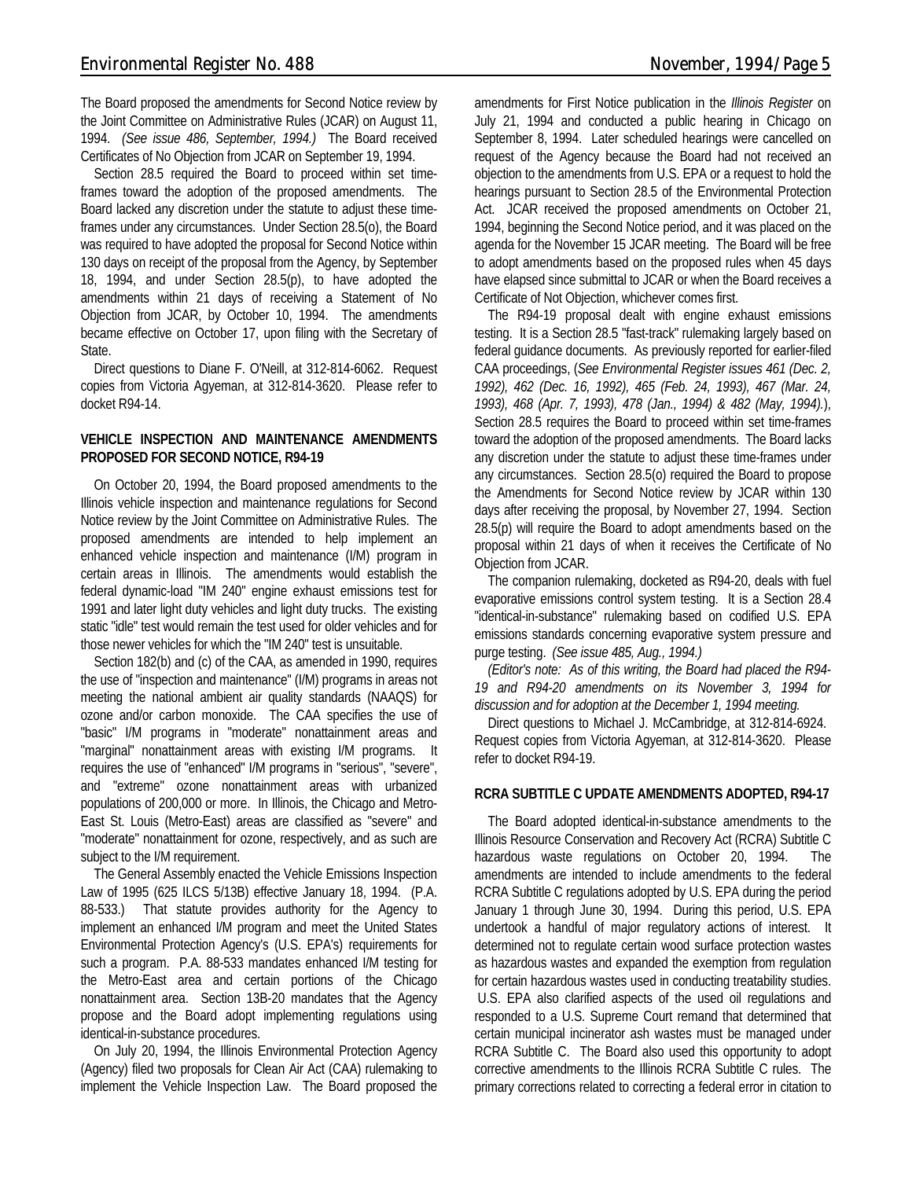The Board proposed the amendments for Second Notice review by the Joint Committee on Administrative Rules (JCAR) on August 11, 1994. *(See issue 486, September, 1994.)* The Board received Certificates of No Objection from JCAR on September 19, 1994.

Section 28.5 required the Board to proceed within set time-frames toward the adoption of the proposed amendments. The Board lacked any discretion under the statute to adjust these time-frames under any circumstances. Under Section 28.5(o), the Board was required to have adopted the proposal for Second Notice within 130 days on receipt of the proposal from the Agency, by September 18, 1994, and under Section 28.5(p), to have adopted the amendments within 21 days of receiving a Statement of No Objection from JCAR, by October 10, 1994. The amendments became effective on October 17, upon filing with the Secretary of State.

Direct questions to Diane F. O'Neill, at 312-814-6062. Request copies from Victoria Agyeman, at 312-814-3620. Please refer to docket R94-14.

**VEHICLE INSPECTION AND MAINTENANCE AMENDMENTS PROPOSED FOR SECOND NOTICE, R94-19**

On October 20, 1994, the Board proposed amendments to the Illinois vehicle inspection and maintenance regulations for Second Notice review by the Joint Committee on Administrative Rules. The proposed amendments are intended to help implement an enhanced vehicle inspection and maintenance (I/M) program in certain areas in Illinois. The amendments would establish the federal dynamic-load "IM 240" engine exhaust emissions test for 1991 and later light duty vehicles and light duty trucks. The existing static "idle" test would remain the test used for older vehicles and for those newer vehicles for which the "IM 240" test is unsuitable.

Section 182(b) and (c) of the CAA, as amended in 1990, requires the use of "inspection and maintenance" (I/M) programs in areas not meeting the national ambient air quality standards (NAAQS) for ozone and/or carbon monoxide. The CAA specifies the use of "basic" I/M programs in "moderate" nonattainment areas and "marginal" nonattainment areas with existing I/M programs. It requires the use of "enhanced" I/M programs in "serious", "severe", and "extreme" ozone nonattainment areas with urbanized populations of 200,000 or more. In Illinois, the Chicago and Metro-East St. Louis (Metro-East) areas are classified as "severe" and "moderate" nonattainment for ozone, respectively, and as such are subject to the I/M requirement.

The General Assembly enacted the Vehicle Emissions Inspection Law of 1995 (625 ILCS 5/13B) effective January 18, 1994. (P.A. 88-533.) That statute provides authority for the Agency to implement an enhanced I/M program and meet the United States Environmental Protection Agency's (U.S. EPA's) requirements for such a program. P.A. 88-533 mandates enhanced I/M testing for the Metro-East area and certain portions of the Chicago nonattainment area. Section 13B-20 mandates that the Agency propose and the Board adopt implementing regulations using identical-in-substance procedures.

On July 20, 1994, the Illinois Environmental Protection Agency (Agency) filed two proposals for Clean Air Act (CAA) rulemaking to implement the Vehicle Inspection Law. The Board proposed the amendments for First Notice publication in the *Illinois Register* on July 21, 1994 and conducted a public hearing in Chicago on September 8, 1994. Later scheduled hearings were cancelled on request of the Agency because the Board had not received an objection to the amendments from U.S. EPA or a request to hold the hearings pursuant to Section 28.5 of the Environmental Protection Act. JCAR received the proposed amendments on October 21, 1994, beginning the Second Notice period, and it was placed on the agenda for the November 15 JCAR meeting. The Board will be free to adopt amendments based on the proposed rules when 45 days have elapsed since submittal to JCAR or when the Board receives a Certificate of Not Objection, whichever comes first.

The R94-19 proposal dealt with engine exhaust emissions testing. It is a Section 28.5 "fast-track" rulemaking largely based on federal guidance documents. As previously reported for earlier-filed CAA proceedings, (*See Environmental Register issues 461 (Dec. 2, 1992), 462 (Dec. 16, 1992), 465 (Feb. 24, 1993), 467 (Mar. 24, 1993), 468 (Apr. 7, 1993), 478 (Jan., 1994) & 482 (May, 1994).*), Section 28.5 requires the Board to proceed within set time-frames toward the adoption of the proposed amendments. The Board lacks any discretion under the statute to adjust these time-frames under any circumstances. Section 28.5(o) required the Board to propose the Amendments for Second Notice review by JCAR within 130 days after receiving the proposal, by November 27, 1994. Section 28.5(p) will require the Board to adopt amendments based on the proposal within 21 days of when it receives the Certificate of No Objection from JCAR.

The companion rulemaking, docketed as R94-20, deals with fuel evaporative emissions control system testing. It is a Section 28.4 "identical-in-substance" rulemaking based on codified U.S. EPA emissions standards concerning evaporative system pressure and purge testing. *(See issue 485, Aug., 1994.)*

*(Editor's note: As of this writing, the Board had placed the R94-19 and R94-20 amendments on its November 3, 1994 for discussion and for adoption at the December 1, 1994 meeting.*

Direct questions to Michael J. McCambridge, at 312-814-6924. Request copies from Victoria Agyeman, at 312-814-3620. Please refer to docket R94-19.

**RCRA SUBTITLE C UPDATE AMENDMENTS ADOPTED, R94-17**

The Board adopted identical-in-substance amendments to the Illinois Resource Conservation and Recovery Act (RCRA) Subtitle C hazardous waste regulations on October 20, 1994. The amendments are intended to include amendments to the federal RCRA Subtitle C regulations adopted by U.S. EPA during the period January 1 through June 30, 1994. During this period, U.S. EPA undertook a handful of major regulatory actions of interest. It determined not to regulate certain wood surface protection wastes as hazardous wastes and expanded the exemption from regulation for certain hazardous wastes used in conducting treatability studies. U.S. EPA also clarified aspects of the used oil regulations and responded to a U.S. Supreme Court remand that determined that certain municipal incinerator ash wastes must be managed under RCRA Subtitle C. The Board also used this opportunity to adopt corrective amendments to the Illinois RCRA Subtitle C rules. The primary corrections related to correcting a federal error in citation to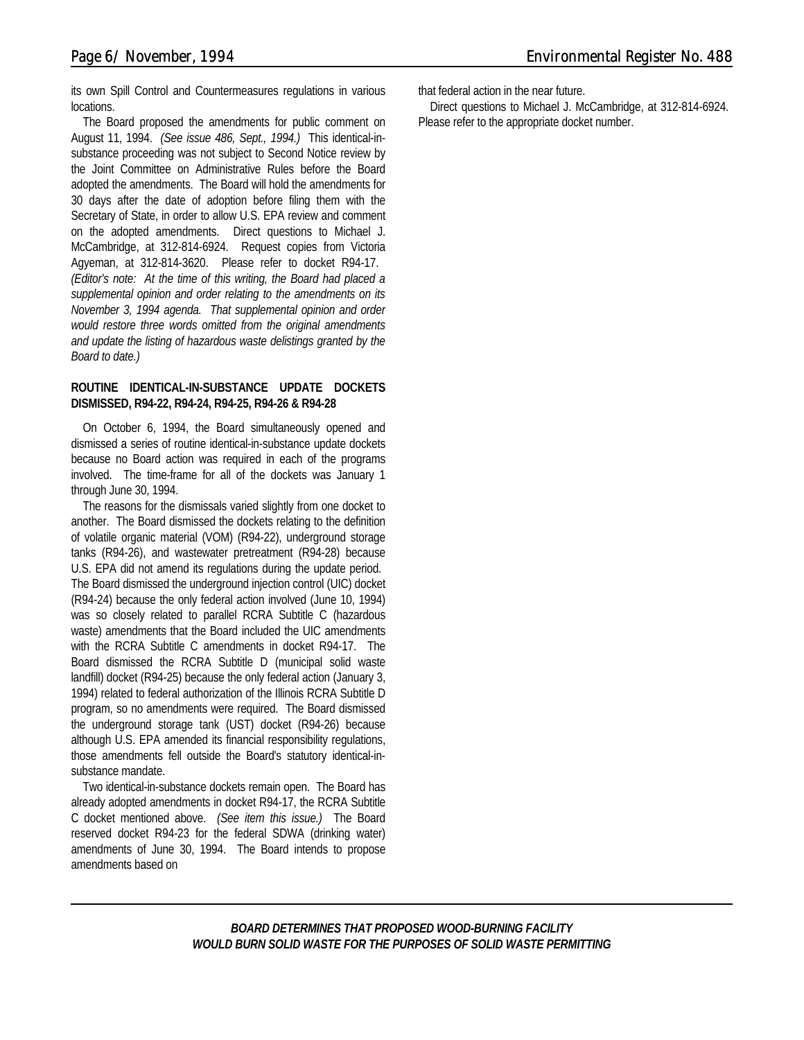its own Spill Control and Countermeasures regulations in various locations.

The Board proposed the amendments for public comment on August 11, 1994. *(See issue 486, Sept., 1994.)* This identical-in-substance proceeding was not subject to Second Notice review by the Joint Committee on Administrative Rules before the Board adopted the amendments. The Board will hold the amendments for 30 days after the date of adoption before filing them with the Secretary of State, in order to allow U.S. EPA review and comment on the adopted amendments. Direct questions to Michael J. McCambridge, at 312-814-6924. Request copies from Victoria Agyeman, at 312-814-3620. Please refer to docket R94-17. *(Editor's note: At the time of this writing, the Board had placed a supplemental opinion and order relating to the amendments on its November 3, 1994 agenda. That supplemental opinion and order would restore three words omitted from the original amendments and update the listing of hazardous waste delistings granted by the Board to date.)*

**ROUTINE IDENTICAL-IN-SUBSTANCE UPDATE DOCKETS DISMISSED, R94-22, R94-24, R94-25, R94-26 & R94-28**

On October 6, 1994, the Board simultaneously opened and dismissed a series of routine identical-in-substance update dockets because no Board action was required in each of the programs involved. The time-frame for all of the dockets was January 1 through June 30, 1994.

The reasons for the dismissals varied slightly from one docket to another. The Board dismissed the dockets relating to the definition of volatile organic material (VOM) (R94-22), underground storage tanks (R94-26), and wastewater pretreatment (R94-28) because U.S. EPA did not amend its regulations during the update period. The Board dismissed the underground injection control (UIC) docket (R94-24) because the only federal action involved (June 10, 1994) was so closely related to parallel RCRA Subtitle C (hazardous waste) amendments that the Board included the UIC amendments with the RCRA Subtitle C amendments in docket R94-17. The Board dismissed the RCRA Subtitle D (municipal solid waste landfill) docket (R94-25) because the only federal action (January 3, 1994) related to federal authorization of the Illinois RCRA Subtitle D program, so no amendments were required. The Board dismissed the underground storage tank (UST) docket (R94-26) because although U.S. EPA amended its financial responsibility regulations, those amendments fell outside the Board's statutory identical-in-substance mandate.

Two identical-in-substance dockets remain open. The Board has already adopted amendments in docket R94-17, the RCRA Subtitle C docket mentioned above. *(See item this issue.)* The Board reserved docket R94-23 for the federal SDWA (drinking water) amendments of June 30, 1994. The Board intends to propose amendments based on that federal action in the near future.

Direct questions to Michael J. McCambridge, at 312-814-6924. Please refer to the appropriate docket number.

---

***BOARD DETERMINES THAT PROPOSED WOOD-BURNING FACILITY WOULD BURN SOLID WASTE FOR THE PURPOSES OF SOLID WASTE PERMITTING***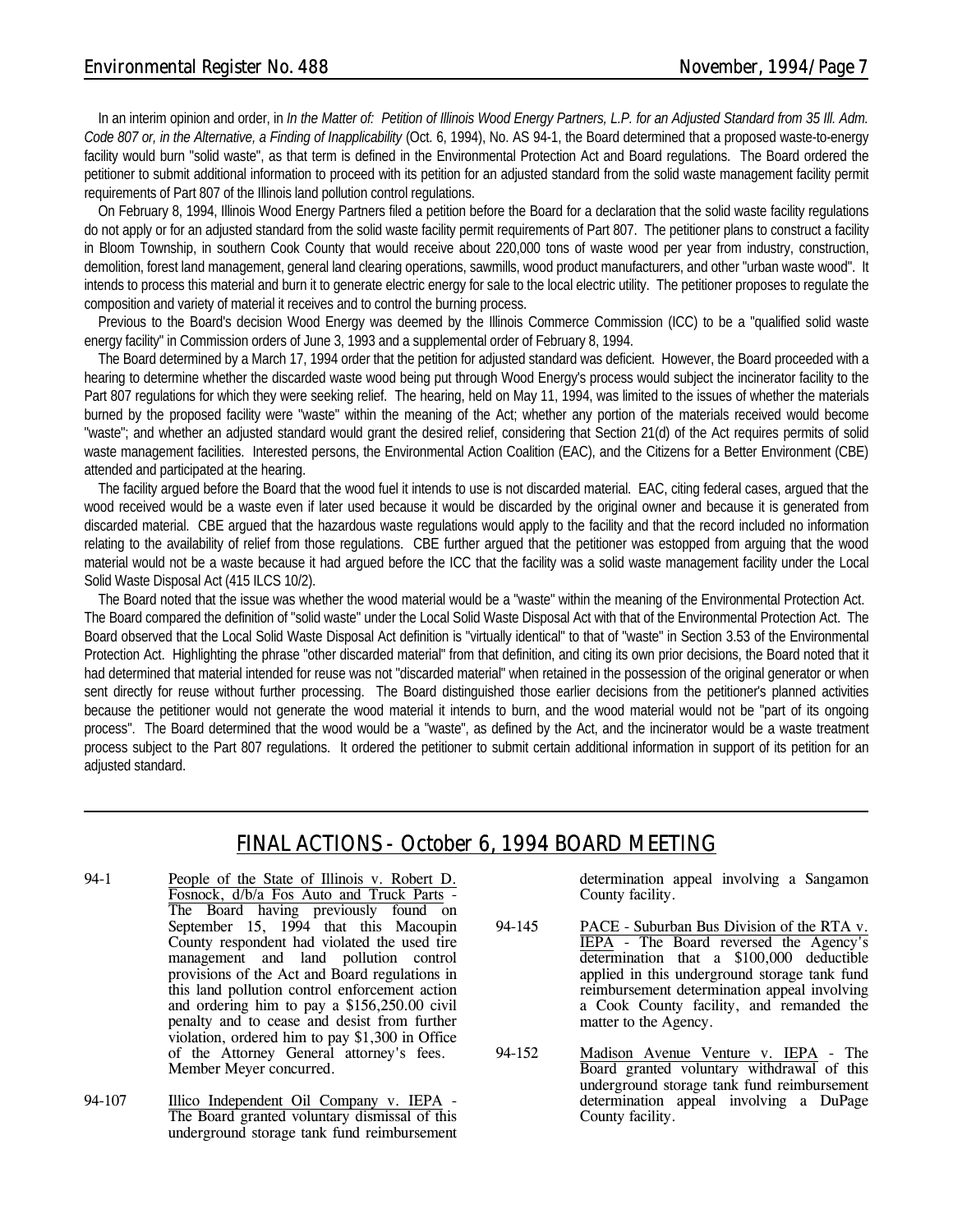In an interim opinion and order, in *In the Matter of: Petition of Illinois Wood Energy Partners, L.P. for an Adjusted Standard from 35 Ill. Adm. Code 807 or, in the Alternative, a Finding of Inapplicability* (Oct. 6, 1994), No. AS 94-1, the Board determined that a proposed waste-to-energy facility would burn "solid waste", as that term is defined in the Environmental Protection Act and Board regulations. The Board ordered the petitioner to submit additional information to proceed with its petition for an adjusted standard from the solid waste management facility permit requirements of Part 807 of the Illinois land pollution control regulations.

On February 8, 1994, Illinois Wood Energy Partners filed a petition before the Board for a declaration that the solid waste facility regulations do not apply or for an adjusted standard from the solid waste facility permit requirements of Part 807. The petitioner plans to construct a facility in Bloom Township, in southern Cook County that would receive about 220,000 tons of waste wood per year from industry, construction, demolition, forest land management, general land clearing operations, sawmills, wood product manufacturers, and other "urban waste wood". It intends to process this material and burn it to generate electric energy for sale to the local electric utility. The petitioner proposes to regulate the composition and variety of material it receives and to control the burning process.

Previous to the Board's decision Wood Energy was deemed by the Illinois Commerce Commission (ICC) to be a "qualified solid waste energy facility" in Commission orders of June 3, 1993 and a supplemental order of February 8, 1994.

The Board determined by a March 17, 1994 order that the petition for adjusted standard was deficient. However, the Board proceeded with a hearing to determine whether the discarded waste wood being put through Wood Energy's process would subject the incinerator facility to the Part 807 regulations for which they were seeking relief. The hearing, held on May 11, 1994, was limited to the issues of whether the materials burned by the proposed facility were "waste" within the meaning of the Act; whether any portion of the materials received would become "waste"; and whether an adjusted standard would grant the desired relief, considering that Section 21(d) of the Act requires permits of solid waste management facilities. Interested persons, the Environmental Action Coalition (EAC), and the Citizens for a Better Environment (CBE) attended and participated at the hearing.

The facility argued before the Board that the wood fuel it intends to use is not discarded material. EAC, citing federal cases, argued that the wood received would be a waste even if later used because it would be discarded by the original owner and because it is generated from discarded material. CBE argued that the hazardous waste regulations would apply to the facility and that the record included no information relating to the availability of relief from those regulations. CBE further argued that the petitioner was estopped from arguing that the wood material would not be a waste because it had argued before the ICC that the facility was a solid waste management facility under the Local Solid Waste Disposal Act (415 ILCS 10/2).

The Board noted that the issue was whether the wood material would be a "waste" within the meaning of the Environmental Protection Act. The Board compared the definition of "solid waste" under the Local Solid Waste Disposal Act with that of the Environmental Protection Act. The Board observed that the Local Solid Waste Disposal Act definition is "virtually identical" to that of "waste" in Section 3.53 of the Environmental Protection Act. Highlighting the phrase "other discarded material" from that definition, and citing its own prior decisions, the Board noted that it had determined that material intended for reuse was not "discarded material" when retained in the possession of the original generator or when sent directly for reuse without further processing. The Board distinguished those earlier decisions from the petitioner's planned activities because the petitioner would not generate the wood material it intends to burn, and the wood material would not be "part of its ongoing process". The Board determined that the wood would be a "waste", as defined by the Act, and the incinerator would be a waste treatment process subject to the Part 807 regulations. It ordered the petitioner to submit certain additional information in support of its petition for an adjusted standard.

---

## FINAL ACTIONS - October 6, 1994 BOARD MEETING

94-1 People of the State of Illinois v. Robert D. Fosnock, d/b/a Fos Auto and Truck Parts - The Board having previously found on September 15, 1994 that this Macoupin County respondent had violated the used tire management and land pollution control provisions of the Act and Board regulations in this land pollution control enforcement action and ordering him to pay a $156,250.00 civil penalty and to cease and desist from further violation, ordered him to pay $1,300 in Office of the Attorney General attorney's fees. Member Meyer concurred.

94-107 Illico Independent Oil Company v. IEPA - The Board granted voluntary dismissal of this underground storage tank fund reimbursement determination appeal involving a Sangamon County facility.

94-145 PACE - Suburban Bus Division of the RTA v. IEPA - The Board reversed the Agency's determination that a $100,000 deductible applied in this underground storage tank fund reimbursement determination appeal involving a Cook County facility, and remanded the matter to the Agency.

94-152 Madison Avenue Venture v. IEPA - The Board granted voluntary withdrawal of this underground storage tank fund reimbursement determination appeal involving a DuPage County facility.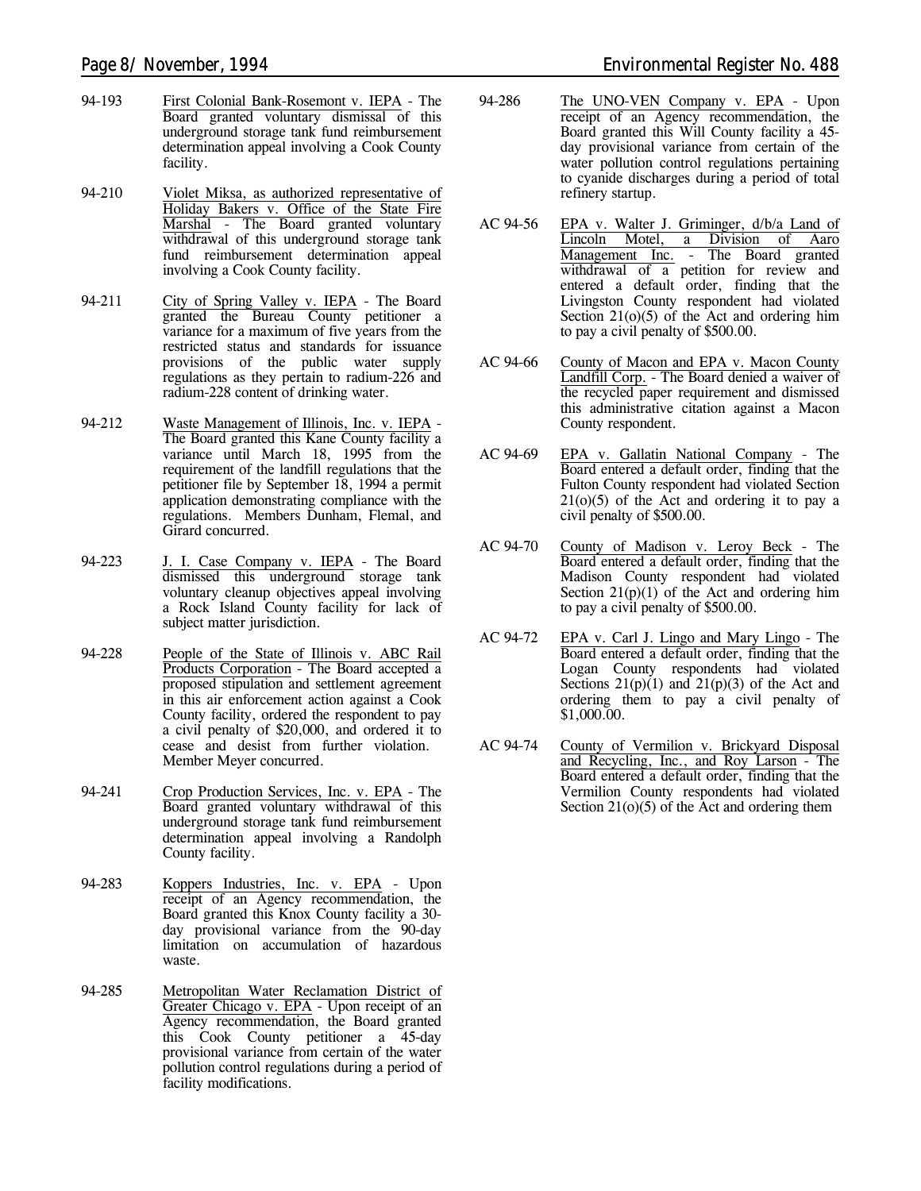94-193 First Colonial Bank-Rosemont v. IEPA - The Board granted voluntary dismissal of this underground storage tank fund reimbursement determination appeal involving a Cook County facility.

94-210 Violet Miksa, as authorized representative of Holiday Bakers v. Office of the State Fire Marshal - The Board granted voluntary withdrawal of this underground storage tank fund reimbursement determination appeal involving a Cook County facility.

94-211 City of Spring Valley v. IEPA - The Board granted the Bureau County petitioner a variance for a maximum of five years from the restricted status and standards for issuance provisions of the public water supply regulations as they pertain to radium-226 and radium-228 content of drinking water.

94-212 Waste Management of Illinois, Inc. v. IEPA - The Board granted this Kane County facility a variance until March 18, 1995 from the requirement of the landfill regulations that the petitioner file by September 18, 1994 a permit application demonstrating compliance with the regulations. Members Dunham, Flemal, and Girard concurred.

94-223 J. I. Case Company v. IEPA - The Board dismissed this underground storage tank voluntary cleanup objectives appeal involving a Rock Island County facility for lack of subject matter jurisdiction.

94-228 People of the State of Illinois v. ABC Rail Products Corporation - The Board accepted a proposed stipulation and settlement agreement in this air enforcement action against a Cook County facility, ordered the respondent to pay a civil penalty of $20,000, and ordered it to cease and desist from further violation. Member Meyer concurred.

94-241 Crop Production Services, Inc. v. EPA - The Board granted voluntary withdrawal of this underground storage tank fund reimbursement determination appeal involving a Randolph County facility.

94-283 Koppers Industries, Inc. v. EPA - Upon receipt of an Agency recommendation, the Board granted this Knox County facility a 30-day provisional variance from the 90-day limitation on accumulation of hazardous waste.

94-285 Metropolitan Water Reclamation District of Greater Chicago v. EPA - Upon receipt of an Agency recommendation, the Board granted this Cook County petitioner a 45-day provisional variance from certain of the water pollution control regulations during a period of facility modifications.

94-286 The UNO-VEN Company v. EPA - Upon receipt of an Agency recommendation, the Board granted this Will County facility a 45-day provisional variance from certain of the water pollution control regulations pertaining to cyanide discharges during a period of total refinery startup.

AC 94-56 EPA v. Walter J. Griminger, d/b/a Land of Lincoln Motel, a Division of Aaro Management Inc. - The Board granted withdrawal of a petition for review and entered a default order, finding that the Livingston County respondent had violated Section 21(o)(5) of the Act and ordering him to pay a civil penalty of $500.00.

AC 94-66 County of Macon and EPA v. Macon County Landfill Corp. - The Board denied a waiver of the recycled paper requirement and dismissed this administrative citation against a Macon County respondent.

AC 94-69 EPA v. Gallatin National Company - The Board entered a default order, finding that the Fulton County respondent had violated Section 21(o)(5) of the Act and ordering it to pay a civil penalty of $500.00.

AC 94-70 County of Madison v. Leroy Beck - The Board entered a default order, finding that the Madison County respondent had violated Section 21(p)(1) of the Act and ordering him to pay a civil penalty of $500.00.

AC 94-72 EPA v. Carl J. Lingo and Mary Lingo - The Board entered a default order, finding that the Logan County respondents had violated Sections 21(p)(1) and 21(p)(3) of the Act and ordering them to pay a civil penalty of $1,000.00.

AC 94-74 County of Vermilion v. Brickyard Disposal and Recycling, Inc., and Roy Larson - The Board entered a default order, finding that the Vermilion County respondents had violated Section 21(o)(5) of the Act and ordering them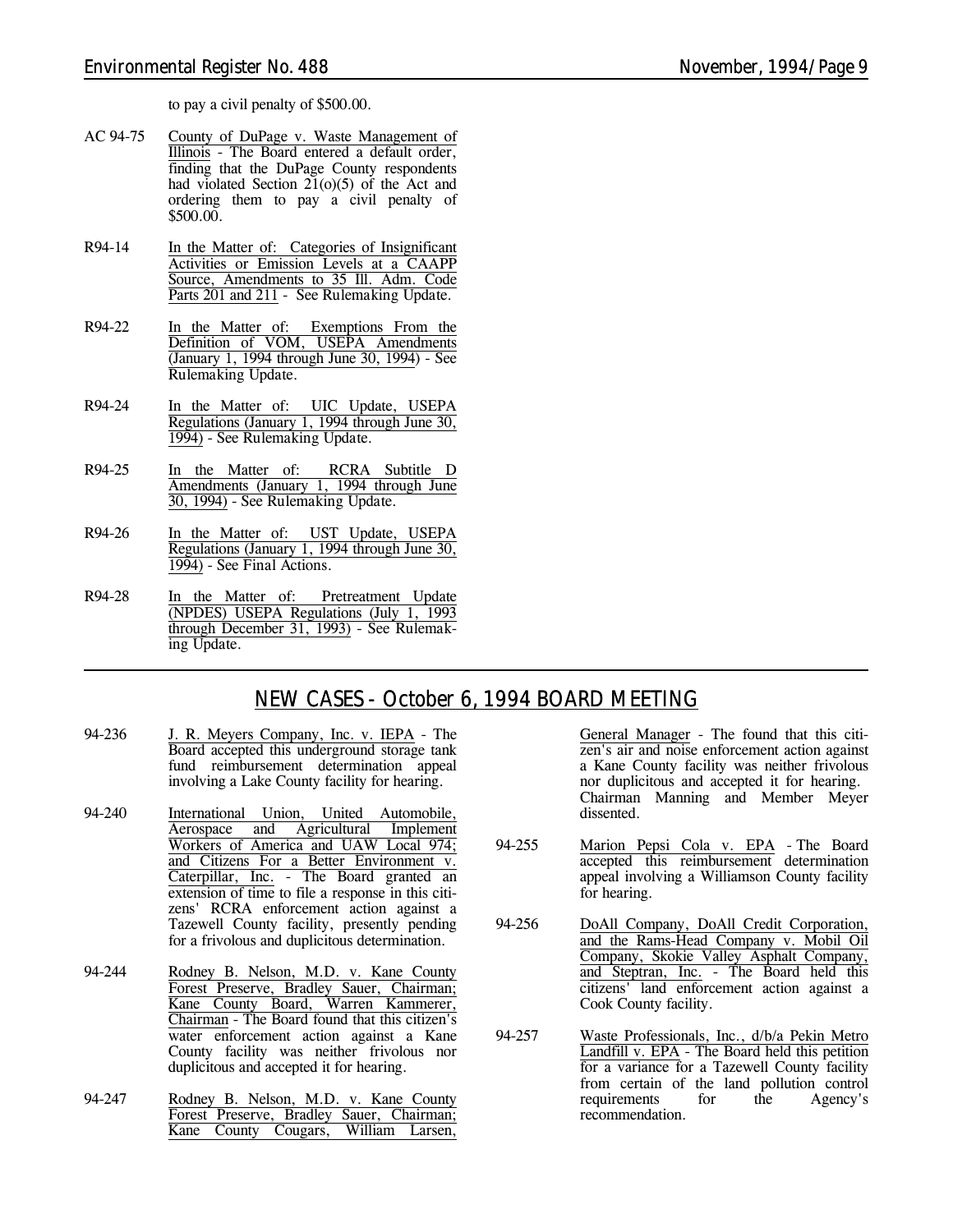to pay a civil penalty of $500.00.

AC 94-75 County of DuPage v. Waste Management of Illinois - The Board entered a default order, finding that the DuPage County respondents had violated Section 21(o)(5) of the Act and ordering them to pay a civil penalty of $500.00.

R94-14 In the Matter of: Categories of Insignificant Activities or Emission Levels at a CAAPP Source, Amendments to 35 Ill. Adm. Code Parts 201 and 211 - See Rulemaking Update.

R94-22 In the Matter of: Exemptions From the Definition of VOM, USEPA Amendments (January 1, 1994 through June 30, 1994) - See Rulemaking Update.

R94-24 In the Matter of: UIC Update, USEPA Regulations (January 1, 1994 through June 30, 1994) - See Rulemaking Update.

R94-25 In the Matter of: RCRA Subtitle D Amendments (January 1, 1994 through June 30, 1994) - See Rulemaking Update.

R94-26 In the Matter of: UST Update, USEPA Regulations (January 1, 1994 through June 30, 1994) - See Final Actions.

R94-28 In the Matter of: Pretreatment Update (NPDES) USEPA Regulations (July 1, 1993 through December 31, 1993) - See Rulemaking Update.

## NEW CASES - October 6, 1994 BOARD MEETING

94-236 J. R. Meyers Company, Inc. v. IEPA - The Board accepted this underground storage tank fund reimbursement determination appeal involving a Lake County facility for hearing.

94-240 International Union, United Automobile, Aerospace and Agricultural Implement Workers of America and UAW Local 974; and Citizens For a Better Environment v. Caterpillar, Inc. - The Board granted an extension of time to file a response in this citizens' RCRA enforcement action against a Tazewell County facility, presently pending for a frivolous and duplicitous determination.

94-244 Rodney B. Nelson, M.D. v. Kane County Forest Preserve, Bradley Sauer, Chairman; Kane County Board, Warren Kammerer, Chairman - The Board found that this citizen's water enforcement action against a Kane County facility was neither frivolous nor duplicitous and accepted it for hearing.

94-247 Rodney B. Nelson, M.D. v. Kane County Forest Preserve, Bradley Sauer, Chairman; Kane County Cougars, William Larsen, General Manager - The found that this citizen's air and noise enforcement action against a Kane County facility was neither frivolous nor duplicitous and accepted it for hearing. Chairman Manning and Member Meyer dissented.

94-255 Marion Pepsi Cola v. EPA - The Board accepted this reimbursement determination appeal involving a Williamson County facility for hearing.

94-256 DoAll Company, DoAll Credit Corporation, and the Rams-Head Company v. Mobil Oil Company, Skokie Valley Asphalt Company, and Steptran, Inc. - The Board held this citizens' land enforcement action against a Cook County facility.

94-257 Waste Professionals, Inc., d/b/a Pekin Metro Landfill v. EPA - The Board held this petition for a variance for a Tazewell County facility from certain of the land pollution control requirements for the Agency's recommendation.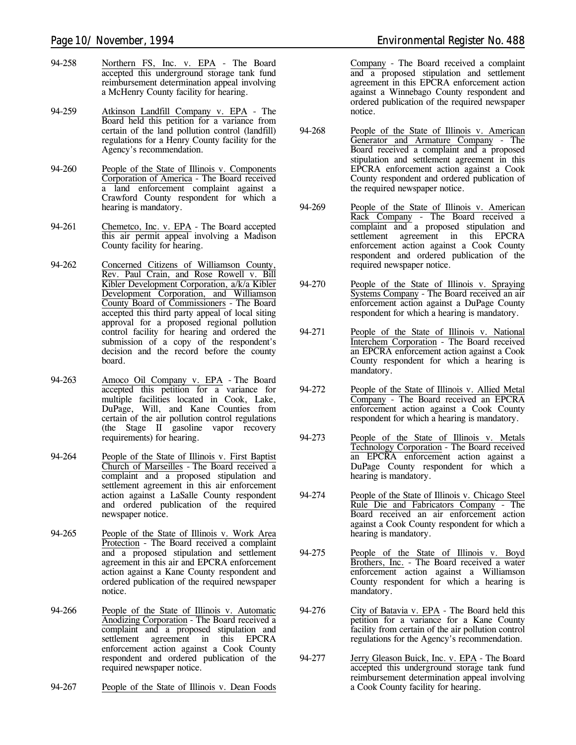94-258 Northern FS, Inc. v. EPA - The Board accepted this underground storage tank fund reimbursement determination appeal involving a McHenry County facility for hearing.

94-259 Atkinson Landfill Company v. EPA - The Board held this petition for a variance from certain of the land pollution control (landfill) regulations for a Henry County facility for the Agency's recommendation.

94-260 People of the State of Illinois v. Components Corporation of America - The Board received a land enforcement complaint against a Crawford County respondent for which a hearing is mandatory.

94-261 Chemetco, Inc. v. EPA - The Board accepted this air permit appeal involving a Madison County facility for hearing.

94-262 Concerned Citizens of Williamson County, Rev. Paul Crain, and Rose Rowell v. Bill Kibler Development Corporation, a/k/a Kibler Development Corporation, and Williamson County Board of Commissioners - The Board accepted this third party appeal of local siting approval for a proposed regional pollution control facility for hearing and ordered the submission of a copy of the respondent's decision and the record before the county board.

94-263 Amoco Oil Company v. EPA - The Board accepted this petition for a variance for multiple facilities located in Cook, Lake, DuPage, Will, and Kane Counties from certain of the air pollution control regulations (the Stage II gasoline vapor recovery requirements) for hearing.

94-264 People of the State of Illinois v. First Baptist Church of Marseilles - The Board received a complaint and a proposed stipulation and settlement agreement in this air enforcement action against a LaSalle County respondent and ordered publication of the required newspaper notice.

94-265 People of the State of Illinois v. Work Area Protection - The Board received a complaint and a proposed stipulation and settlement agreement in this air and EPCRA enforcement action against a Kane County respondent and ordered publication of the required newspaper notice.

94-266 People of the State of Illinois v. Automatic Anodizing Corporation - The Board received a complaint and a proposed stipulation and settlement agreement in this EPCRA enforcement action against a Cook County respondent and ordered publication of the required newspaper notice.

94-267 People of the State of Illinois v. Dean Foods Company - The Board received a complaint and a proposed stipulation and settlement agreement in this EPCRA enforcement action against a Winnebago County respondent and ordered publication of the required newspaper notice.

94-268 People of the State of Illinois v. American Generator and Armature Company - The Board received a complaint and a proposed stipulation and settlement agreement in this EPCRA enforcement action against a Cook County respondent and ordered publication of the required newspaper notice.

94-269 People of the State of Illinois v. American Rack Company - The Board received a complaint and a proposed stipulation and settlement agreement in this EPCRA enforcement action against a Cook County respondent and ordered publication of the required newspaper notice.

94-270 People of the State of Illinois v. Spraying Systems Company - The Board received an air enforcement action against a DuPage County respondent for which a hearing is mandatory.

94-271 People of the State of Illinois v. National Interchem Corporation - The Board received an EPCRA enforcement action against a Cook County respondent for which a hearing is mandatory.

94-272 People of the State of Illinois v. Allied Metal Company - The Board received an EPCRA enforcement action against a Cook County respondent for which a hearing is mandatory.

94-273 People of the State of Illinois v. Metals Technology Corporation - The Board received an EPCRA enforcement action against a DuPage County respondent for which a hearing is mandatory.

94-274 People of the State of Illinois v. Chicago Steel Rule Die and Fabricators Company - The Board received an air enforcement action against a Cook County respondent for which a hearing is mandatory.

94-275 People of the State of Illinois v. Boyd Brothers, Inc. - The Board received a water enforcement action against a Williamson County respondent for which a hearing is mandatory.

94-276 City of Batavia v. EPA - The Board held this petition for a variance for a Kane County facility from certain of the air pollution control regulations for the Agency's recommendation.

94-277 Jerry Gleason Buick, Inc. v. EPA - The Board accepted this underground storage tank fund reimbursement determination appeal involving a Cook County facility for hearing.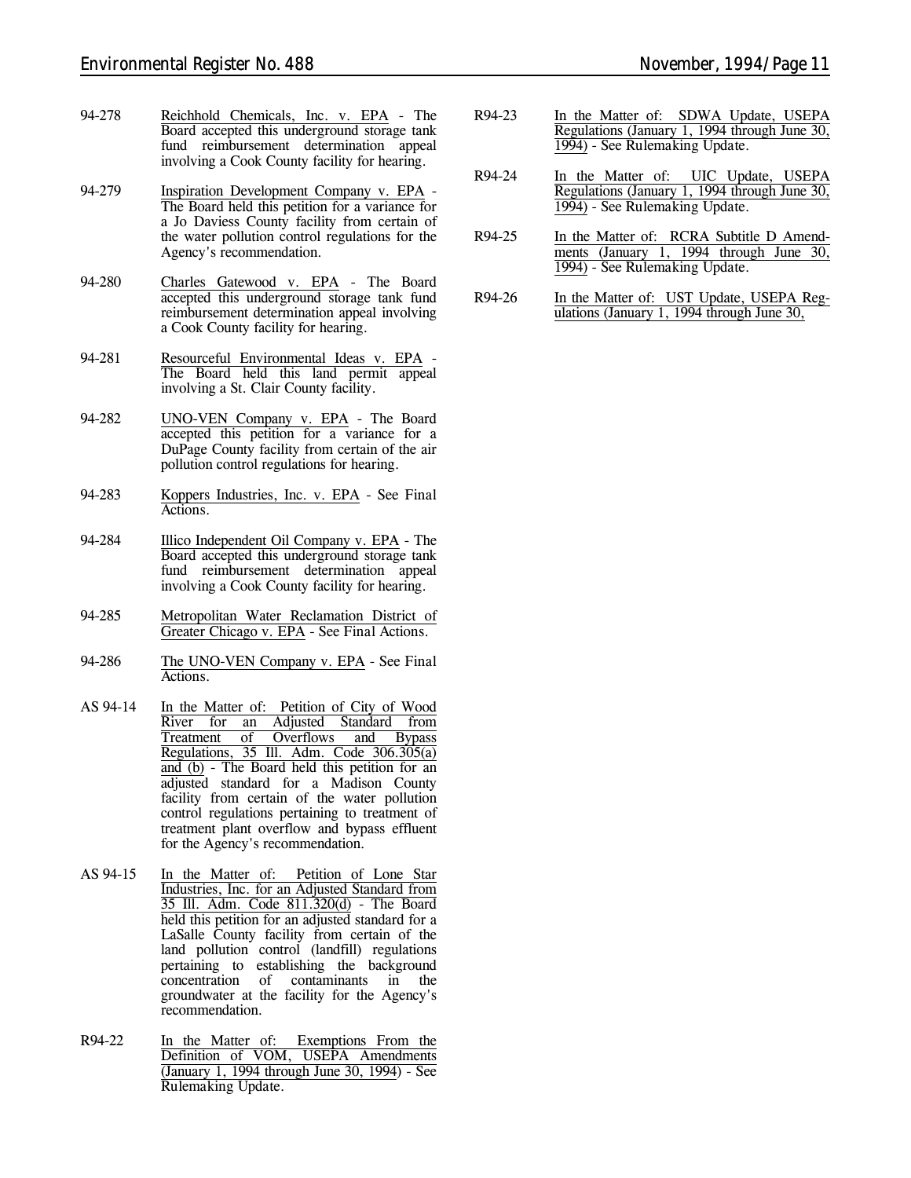94-278 Reichhold Chemicals, Inc. v. EPA - The Board accepted this underground storage tank fund reimbursement determination appeal involving a Cook County facility for hearing.

94-279 Inspiration Development Company v. EPA - The Board held this petition for a variance for a Jo Daviess County facility from certain of the water pollution control regulations for the Agency's recommendation.

94-280 Charles Gatewood v. EPA - The Board accepted this underground storage tank fund reimbursement determination appeal involving a Cook County facility for hearing.

94-281 Resourceful Environmental Ideas v. EPA - The Board held this land permit appeal involving a St. Clair County facility.

94-282 UNO-VEN Company v. EPA - The Board accepted this petition for a variance for a DuPage County facility from certain of the air pollution control regulations for hearing.

94-283 Koppers Industries, Inc. v. EPA - See Final Actions.

94-284 Illico Independent Oil Company v. EPA - The Board accepted this underground storage tank fund reimbursement determination appeal involving a Cook County facility for hearing.

94-285 Metropolitan Water Reclamation District of Greater Chicago v. EPA - See Final Actions.

94-286 The UNO-VEN Company v. EPA - See Final Actions.

AS 94-14 In the Matter of: Petition of City of Wood River for an Adjusted Standard from Treatment of Overflows and Bypass Regulations, 35 Ill. Adm. Code 306.305(a) and (b) - The Board held this petition for an adjusted standard for a Madison County facility from certain of the water pollution control regulations pertaining to treatment of treatment plant overflow and bypass effluent for the Agency's recommendation.

AS 94-15 In the Matter of: Petition of Lone Star Industries, Inc. for an Adjusted Standard from 35 Ill. Adm. Code 811.320(d) - The Board held this petition for an adjusted standard for a LaSalle County facility from certain of the land pollution control (landfill) regulations pertaining to establishing the background concentration of contaminants in the groundwater at the facility for the Agency's recommendation.

R94-22 In the Matter of: Exemptions From the Definition of VOM, USEPA Amendments (January 1, 1994 through June 30, 1994) - See Rulemaking Update.

R94-23 In the Matter of: SDWA Update, USEPA Regulations (January 1, 1994 through June 30, 1994) - See Rulemaking Update.

R94-24 In the Matter of: UIC Update, USEPA Regulations (January 1, 1994 through June 30, 1994) - See Rulemaking Update.

R94-25 In the Matter of: RCRA Subtitle D Amendments (January 1, 1994 through June 30, 1994) - See Rulemaking Update.

R94-26 In the Matter of: UST Update, USEPA Regulations (January 1, 1994 through June 30,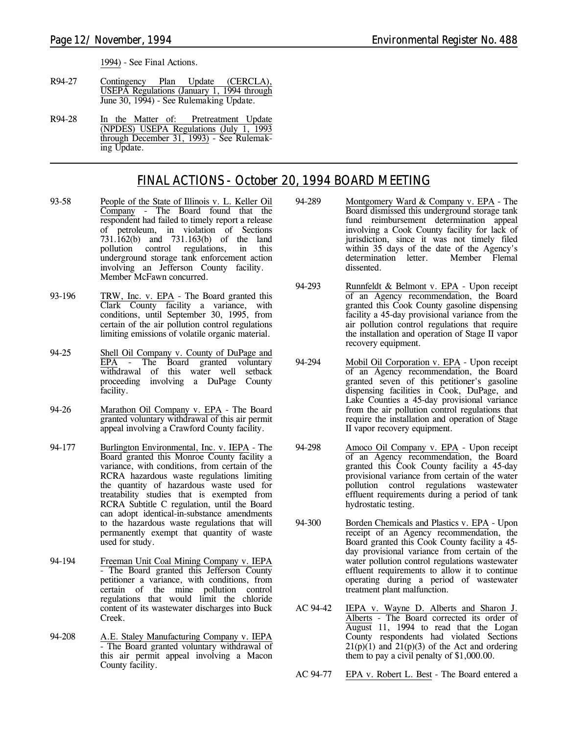1994) - See Final Actions.

R94-27 Contingency Plan Update (CERCLA), USEPA Regulations (January 1, 1994 through June 30, 1994) - See Rulemaking Update.

R94-28 In the Matter of: Pretreatment Update (NPDES) USEPA Regulations (July 1, 1993 through December 31, 1993) - See Rulemaking Update.

---

## FINAL ACTIONS - October 20, 1994 BOARD MEETING

93-58 People of the State of Illinois v. L. Keller Oil Company - The Board found that the respondent had failed to timely report a release of petroleum, in violation of Sections 731.162(b) and 731.163(b) of the land pollution control regulations, in this underground storage tank enforcement action involving an Jefferson County facility. Member McFawn concurred.

93-196 TRW, Inc. v. EPA - The Board granted this Clark County facility a variance, with conditions, until September 30, 1995, from certain of the air pollution control regulations limiting emissions of volatile organic material.

94-25 Shell Oil Company v. County of DuPage and EPA - The Board granted voluntary withdrawal of this water well setback proceeding involving a DuPage County facility.

94-26 Marathon Oil Company v. EPA - The Board granted voluntary withdrawal of this air permit appeal involving a Crawford County facility.

94-177 Burlington Environmental, Inc. v. IEPA - The Board granted this Monroe County facility a variance, with conditions, from certain of the RCRA hazardous waste regulations limiting the quantity of hazardous waste used for treatability studies that is exempted from RCRA Subtitle C regulation, until the Board can adopt identical-in-substance amendments to the hazardous waste regulations that will permanently exempt that quantity of waste used for study.

94-194 Freeman Unit Coal Mining Company v. IEPA - The Board granted this Jefferson County petitioner a variance, with conditions, from certain of the mine pollution control regulations that would limit the chloride content of its wastewater discharges into Buck Creek.

94-208 A.E. Staley Manufacturing Company v. IEPA - The Board granted voluntary withdrawal of this air permit appeal involving a Macon County facility.

94-289 Montgomery Ward & Company v. EPA - The Board dismissed this underground storage tank fund reimbursement determination appeal involving a Cook County facility for lack of jurisdiction, since it was not timely filed within 35 days of the date of the Agency's determination letter. Member Flemal dissented.

94-293 Runnfeldt & Belmont v. EPA - Upon receipt of an Agency recommendation, the Board granted this Cook County gasoline dispensing facility a 45-day provisional variance from the air pollution control regulations that require the installation and operation of Stage II vapor recovery equipment.

94-294 Mobil Oil Corporation v. EPA - Upon receipt of an Agency recommendation, the Board granted seven of this petitioner's gasoline dispensing facilities in Cook, DuPage, and Lake Counties a 45-day provisional variance from the air pollution control regulations that require the installation and operation of Stage II vapor recovery equipment.

94-298 Amoco Oil Company v. EPA - Upon receipt of an Agency recommendation, the Board granted this Cook County facility a 45-day provisional variance from certain of the water pollution control regulations wastewater effluent requirements during a period of tank hydrostatic testing.

94-300 Borden Chemicals and Plastics v. EPA - Upon receipt of an Agency recommendation, the Board granted this Cook County facility a 45-day provisional variance from certain of the water pollution control regulations wastewater effluent requirements to allow it to continue operating during a period of wastewater treatment plant malfunction.

AC 94-42 IEPA v. Wayne D. Alberts and Sharon J. Alberts - The Board corrected its order of August 11, 1994 to read that the Logan County respondents had violated Sections 21(p)(1) and 21(p)(3) of the Act and ordering them to pay a civil penalty of $1,000.00.

AC 94-77 EPA v. Robert L. Best - The Board entered a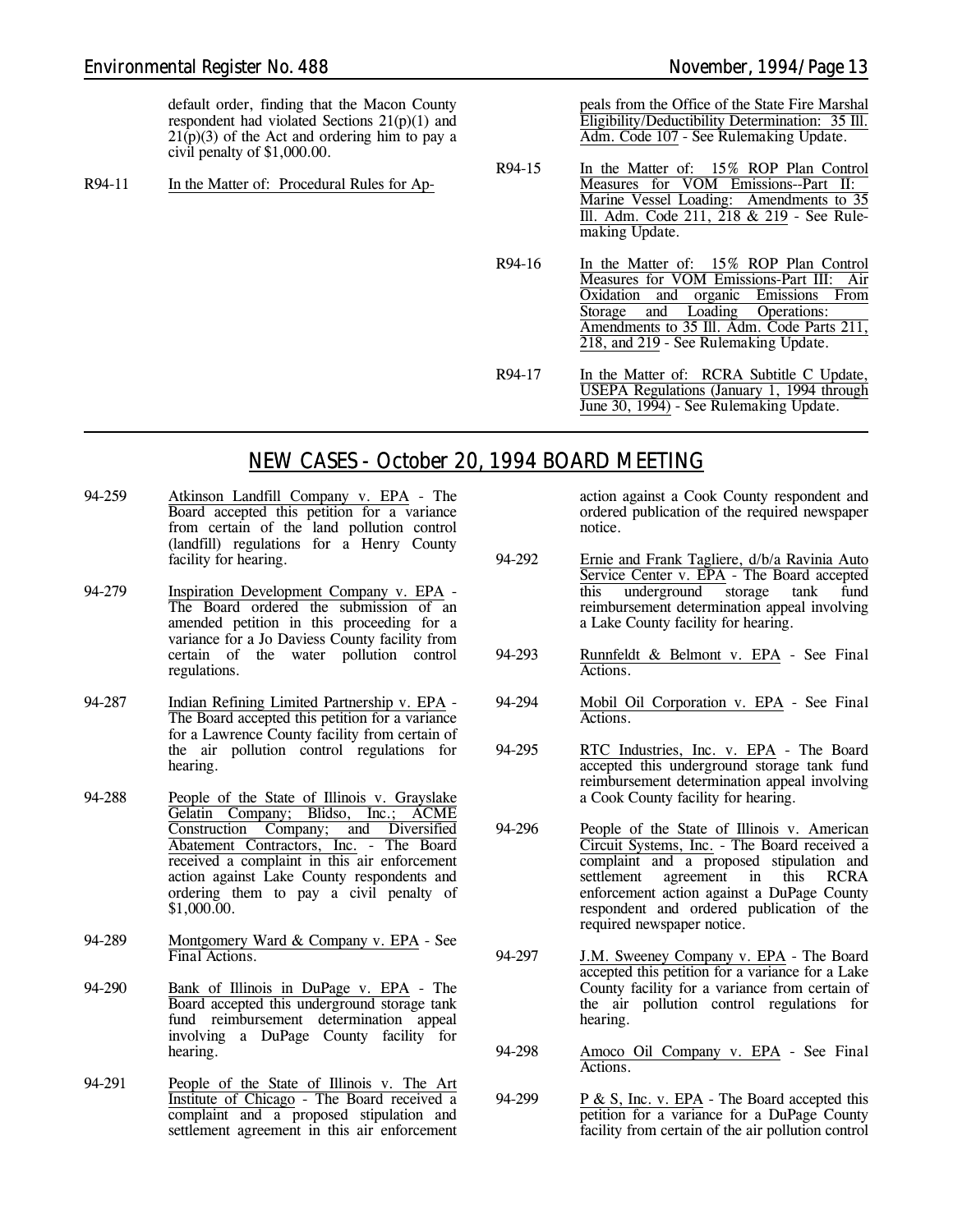default order, finding that the Macon County respondent had violated Sections 21(p)(1) and 21(p)(3) of the Act and ordering him to pay a civil penalty of $1,000.00.

R94-11 In the Matter of: Procedural Rules for Appeals from the Office of the State Fire Marshal Eligibility/Deductibility Determination: 35 Ill. Adm. Code 107 - See Rulemaking Update.

R94-15 In the Matter of: 15% ROP Plan Control Measures for VOM Emissions--Part II: Marine Vessel Loading: Amendments to 35 Ill. Adm. Code 211, 218 & 219 - See Rulemaking Update.

R94-16 In the Matter of: 15% ROP Plan Control Measures for VOM Emissions-Part III: Air Oxidation and organic Emissions From Storage and Loading Operations: Amendments to 35 Ill. Adm. Code Parts 211, 218, and 219 - See Rulemaking Update.

R94-17 In the Matter of: RCRA Subtitle C Update, USEPA Regulations (January 1, 1994 through June 30, 1994) - See Rulemaking Update.

## NEW CASES - October 20, 1994 BOARD MEETING

94-259 Atkinson Landfill Company v. EPA - The Board accepted this petition for a variance from certain of the land pollution control (landfill) regulations for a Henry County facility for hearing.

94-279 Inspiration Development Company v. EPA - The Board ordered the submission of an amended petition in this proceeding for a variance for a Jo Daviess County facility from certain of the water pollution control regulations.

94-287 Indian Refining Limited Partnership v. EPA - The Board accepted this petition for a variance for a Lawrence County facility from certain of the air pollution control regulations for hearing.

94-288 People of the State of Illinois v. Grayslake Gelatin Company; Blidso, Inc.; ACME Construction Company; and Diversified Abatement Contractors, Inc. - The Board received a complaint in this air enforcement action against Lake County respondents and ordering them to pay a civil penalty of $1,000.00.

94-289 Montgomery Ward & Company v. EPA - See Final Actions.

94-290 Bank of Illinois in DuPage v. EPA - The Board accepted this underground storage tank fund reimbursement determination appeal involving a DuPage County facility for hearing.

94-291 People of the State of Illinois v. The Art Institute of Chicago - The Board received a complaint and a proposed stipulation and settlement agreement in this air enforcement action against a Cook County respondent and ordered publication of the required newspaper notice.

94-292 Ernie and Frank Tagliere, d/b/a Ravinia Auto Service Center v. EPA - The Board accepted this underground storage tank fund reimbursement determination appeal involving a Lake County facility for hearing.

94-293 Runnfeldt & Belmont v. EPA - See Final Actions.

94-294 Mobil Oil Corporation v. EPA - See Final Actions.

94-295 RTC Industries, Inc. v. EPA - The Board accepted this underground storage tank fund reimbursement determination appeal involving a Cook County facility for hearing.

94-296 People of the State of Illinois v. American Circuit Systems, Inc. - The Board received a complaint and a proposed stipulation and settlement agreement in this RCRA enforcement action against a DuPage County respondent and ordered publication of the required newspaper notice.

94-297 J.M. Sweeney Company v. EPA - The Board accepted this petition for a variance for a Lake County facility for a variance from certain of the air pollution control regulations for hearing.

94-298 Amoco Oil Company v. EPA - See Final Actions.

94-299 P & S, Inc. v. EPA - The Board accepted this petition for a variance for a DuPage County facility from certain of the air pollution control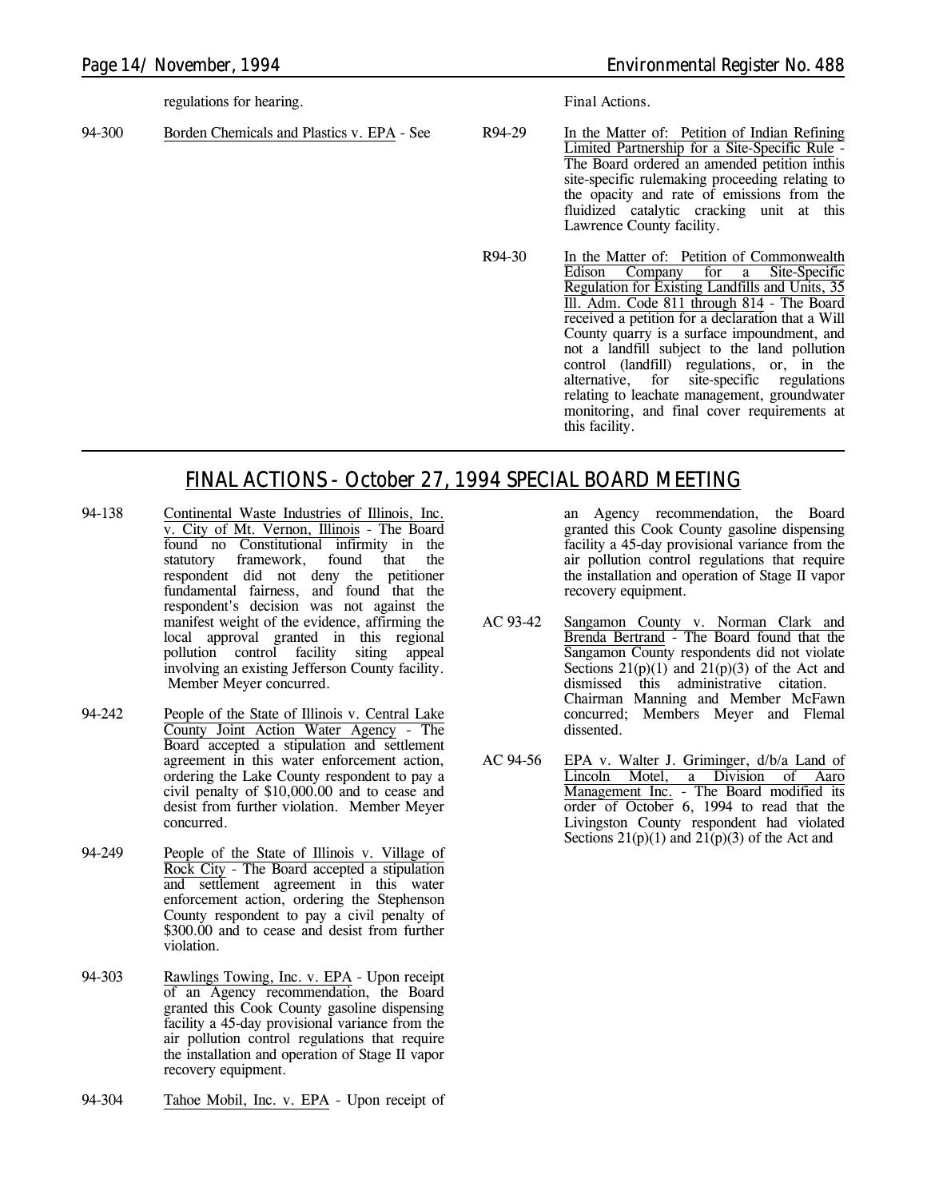regulations for hearing.

94-300 Borden Chemicals and Plastics v. EPA - See Final Actions.

R94-29 In the Matter of: Petition of Indian Refining Limited Partnership for a Site-Specific Rule - The Board ordered an amended petition inthis site-specific rulemaking proceeding relating to the opacity and rate of emissions from the fluidized catalytic cracking unit at this Lawrence County facility.

R94-30 In the Matter of: Petition of Commonwealth Edison Company for a Site-Specific Regulation for Existing Landfills and Units, 35 Ill. Adm. Code 811 through 814 - The Board received a petition for a declaration that a Will County quarry is a surface impoundment, and not a landfill subject to the land pollution control (landfill) regulations, or, in the alternative, for site-specific regulations relating to leachate management, groundwater monitoring, and final cover requirements at this facility.

## FINAL ACTIONS - October 27, 1994 SPECIAL BOARD MEETING

94-138 Continental Waste Industries of Illinois, Inc. v. City of Mt. Vernon, Illinois - The Board found no Constitutional infirmity in the statutory framework, found that the respondent did not deny the petitioner fundamental fairness, and found that the respondent's decision was not against the manifest weight of the evidence, affirming the local approval granted in this regional pollution control facility siting appeal involving an existing Jefferson County facility. Member Meyer concurred.

94-242 People of the State of Illinois v. Central Lake County Joint Action Water Agency - The Board accepted a stipulation and settlement agreement in this water enforcement action, ordering the Lake County respondent to pay a civil penalty of $10,000.00 and to cease and desist from further violation. Member Meyer concurred.

94-249 People of the State of Illinois v. Village of Rock City - The Board accepted a stipulation and settlement agreement in this water enforcement action, ordering the Stephenson County respondent to pay a civil penalty of $300.00 and to cease and desist from further violation.

94-303 Rawlings Towing, Inc. v. EPA - Upon receipt of an Agency recommendation, the Board granted this Cook County gasoline dispensing facility a 45-day provisional variance from the air pollution control regulations that require the installation and operation of Stage II vapor recovery equipment.

94-304 Tahoe Mobil, Inc. v. EPA - Upon receipt of an Agency recommendation, the Board granted this Cook County gasoline dispensing facility a 45-day provisional variance from the air pollution control regulations that require the installation and operation of Stage II vapor recovery equipment.

AC 93-42 Sangamon County v. Norman Clark and Brenda Bertrand - The Board found that the Sangamon County respondents did not violate Sections 21(p)(1) and 21(p)(3) of the Act and dismissed this administrative citation. Chairman Manning and Member McFawn concurred; Members Meyer and Flemal dissented.

AC 94-56 EPA v. Walter J. Griminger, d/b/a Land of Lincoln Motel, a Division of Aaro Management Inc. - The Board modified its order of October 6, 1994 to read that the Livingston County respondent had violated Sections 21(p)(1) and 21(p)(3) of the Act and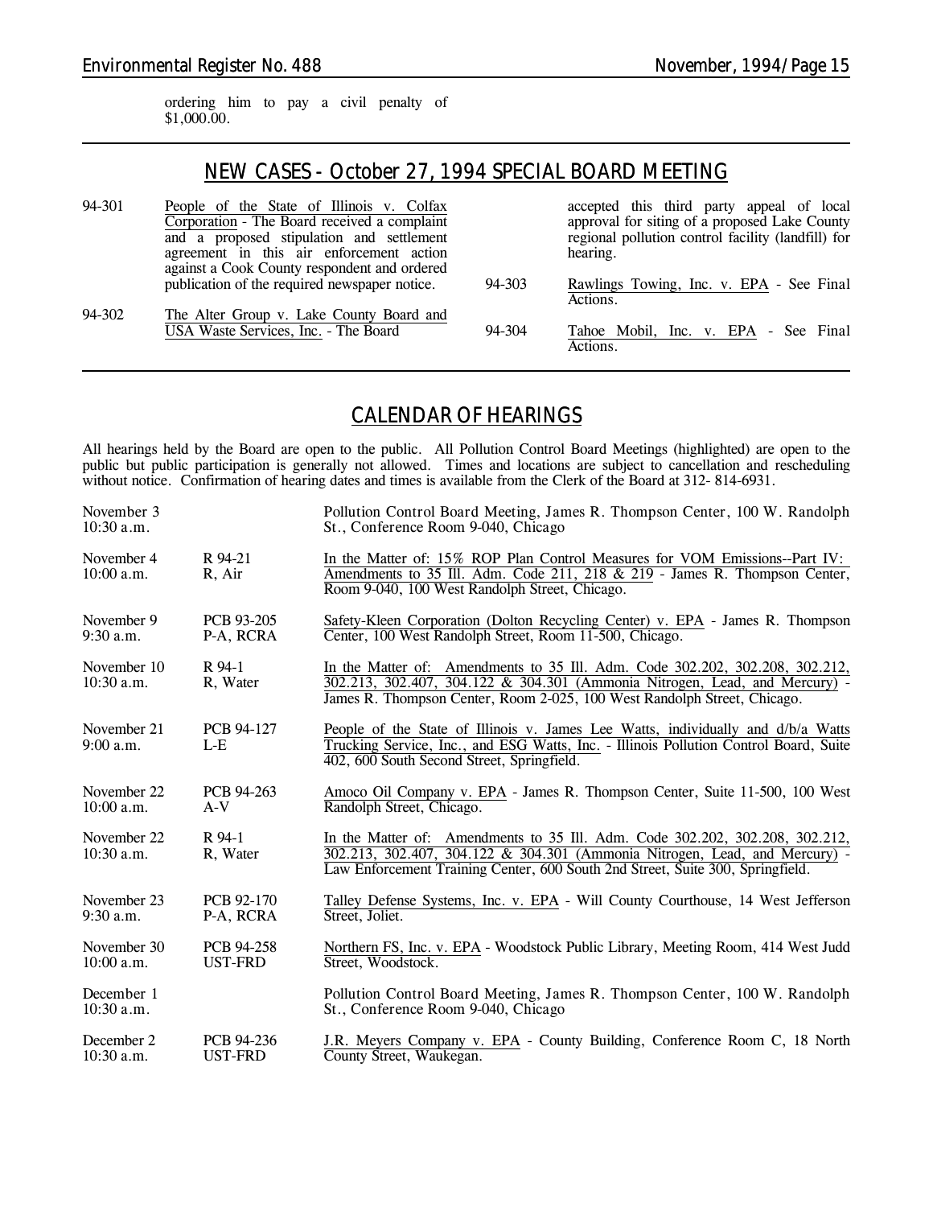ordering him to pay a civil penalty of $1,000.00.

---

## NEW CASES - October 27, 1994 SPECIAL BOARD MEETING

94-301 People of the State of Illinois v. Colfax Corporation - The Board received a complaint and a proposed stipulation and settlement agreement in this air enforcement action against a Cook County respondent and ordered publication of the required newspaper notice.

94-302 The Alter Group v. Lake County Board and USA Waste Services, Inc. - The Board accepted this third party appeal of local approval for siting of a proposed Lake County regional pollution control facility (landfill) for hearing.

94-303 Rawlings Towing, Inc. v. EPA - See Final Actions.

94-304 Tahoe Mobil, Inc. v. EPA - See Final Actions.

---

## CALENDAR OF HEARINGS

All hearings held by the Board are open to the public. All Pollution Control Board Meetings (highlighted) are open to the public but public participation is generally not allowed. Times and locations are subject to cancellation and rescheduling without notice. Confirmation of hearing dates and times is available from the Clerk of the Board at 312- 814-6931.

| Date/Time | Case | Description |
|---|---|---|
| November 3, 10:30 a.m. | | Pollution Control Board Meeting, James R. Thompson Center, 100 W. Randolph St., Conference Room 9-040, Chicago |
| November 4, 10:00 a.m. | R 94-21, R, Air | In the Matter of: 15% ROP Plan Control Measures for VOM Emissions--Part IV: Amendments to 35 Ill. Adm. Code 211, 218 & 219 - James R. Thompson Center, Room 9-040, 100 West Randolph Street, Chicago. |
| November 9, 9:30 a.m. | PCB 93-205, P-A, RCRA | Safety-Kleen Corporation (Dolton Recycling Center) v. EPA - James R. Thompson Center, 100 West Randolph Street, Room 11-500, Chicago. |
| November 10, 10:30 a.m. | R 94-1, R, Water | In the Matter of: Amendments to 35 Ill. Adm. Code 302.202, 302.208, 302.212, 302.213, 302.407, 304.122 & 304.301 (Ammonia Nitrogen, Lead, and Mercury) - James R. Thompson Center, Room 2-025, 100 West Randolph Street, Chicago. |
| November 21, 9:00 a.m. | PCB 94-127, L-E | People of the State of Illinois v. James Lee Watts, individually and d/b/a Watts Trucking Service, Inc., and ESG Watts, Inc. - Illinois Pollution Control Board, Suite 402, 600 South Second Street, Springfield. |
| November 22, 10:00 a.m. | PCB 94-263, A-V | Amoco Oil Company v. EPA - James R. Thompson Center, Suite 11-500, 100 West Randolph Street, Chicago. |
| November 22, 10:30 a.m. | R 94-1, R, Water | In the Matter of: Amendments to 35 Ill. Adm. Code 302.202, 302.208, 302.212, 302.213, 302.407, 304.122 & 304.301 (Ammonia Nitrogen, Lead, and Mercury) - Law Enforcement Training Center, 600 South 2nd Street, Suite 300, Springfield. |
| November 23, 9:30 a.m. | PCB 92-170, P-A, RCRA | Talley Defense Systems, Inc. v. EPA - Will County Courthouse, 14 West Jefferson Street, Joliet. |
| November 30, 10:00 a.m. | PCB 94-258, UST-FRD | Northern FS, Inc. v. EPA - Woodstock Public Library, Meeting Room, 414 West Judd Street, Woodstock. |
| December 1, 10:30 a.m. | | Pollution Control Board Meeting, James R. Thompson Center, 100 W. Randolph St., Conference Room 9-040, Chicago |
| December 2, 10:30 a.m. | PCB 94-236, UST-FRD | J.R. Meyers Company v. EPA - County Building, Conference Room C, 18 North County Street, Waukegan. |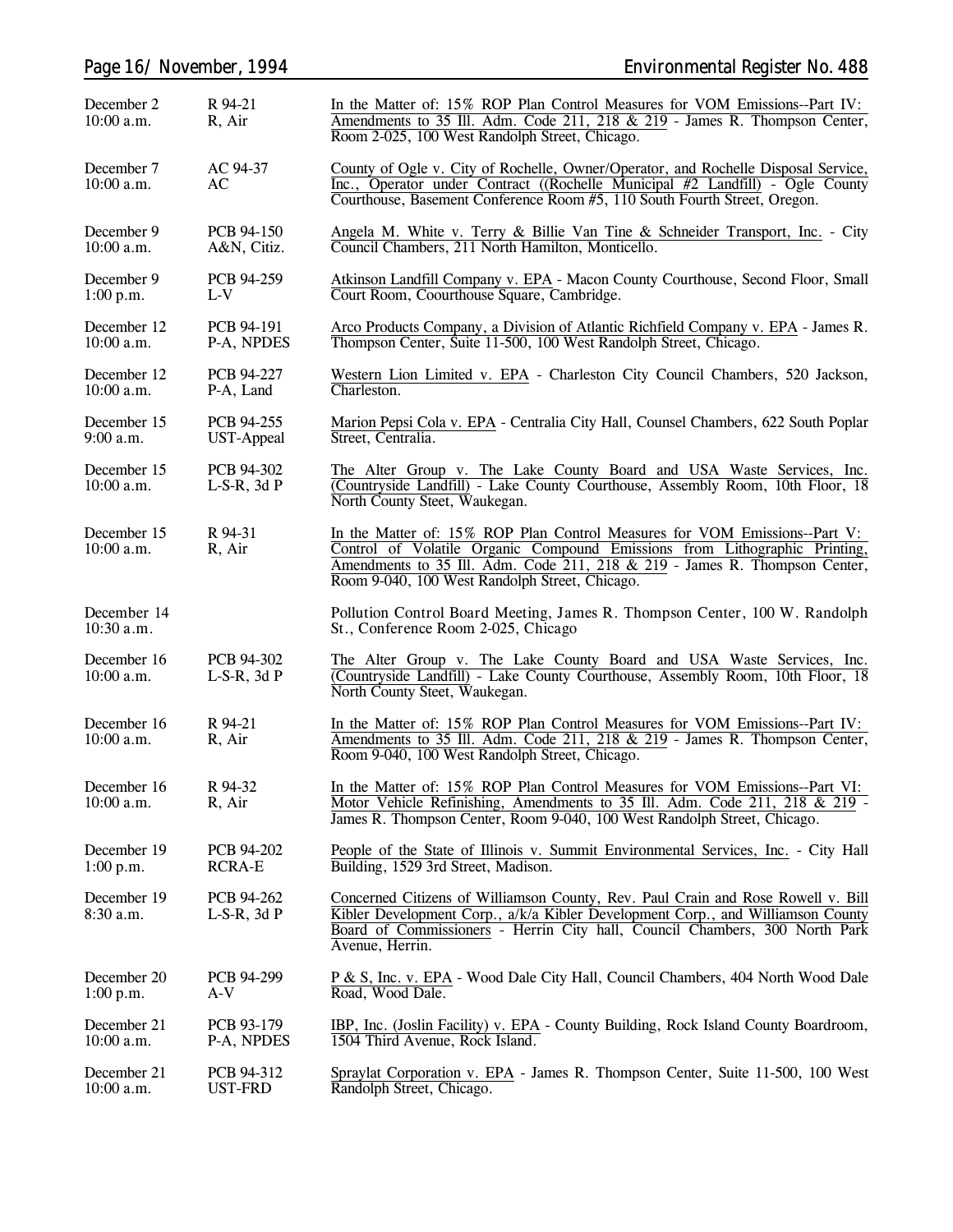| | | |
|---|---|---|
| December 2<br>10:00 a.m. | R 94-21<br>R, Air | In the Matter of: 15% ROP Plan Control Measures for VOM Emissions--Part IV: Amendments to 35 Ill. Adm. Code 211, 218 & 219 - James R. Thompson Center, Room 2-025, 100 West Randolph Street, Chicago. |
| December 7<br>10:00 a.m. | AC 94-37<br>AC | County of Ogle v. City of Rochelle, Owner/Operator, and Rochelle Disposal Service, Inc., Operator under Contract ((Rochelle Municipal #2 Landfill) - Ogle County Courthouse, Basement Conference Room #5, 110 South Fourth Street, Oregon. |
| December 9<br>10:00 a.m. | PCB 94-150<br>A&N, Citiz. | Angela M. White v. Terry & Billie Van Tine & Schneider Transport, Inc. - City Council Chambers, 211 North Hamilton, Monticello. |
| December 9<br>1:00 p.m. | PCB 94-259<br>L-V | Atkinson Landfill Company v. EPA - Macon County Courthouse, Second Floor, Small Court Room, Coourthouse Square, Cambridge. |
| December 12<br>10:00 a.m. | PCB 94-191<br>P-A, NPDES | Arco Products Company, a Division of Atlantic Richfield Company v. EPA - James R. Thompson Center, Suite 11-500, 100 West Randolph Street, Chicago. |
| December 12<br>10:00 a.m. | PCB 94-227<br>P-A, Land | Western Lion Limited v. EPA - Charleston City Council Chambers, 520 Jackson, Charleston. |
| December 15<br>9:00 a.m. | PCB 94-255<br>UST-Appeal | Marion Pepsi Cola v. EPA - Centralia City Hall, Counsel Chambers, 622 South Poplar Street, Centralia. |
| December 15<br>10:00 a.m. | PCB 94-302<br>L-S-R, 3d P | The Alter Group v. The Lake County Board and USA Waste Services, Inc. (Countryside Landfill) - Lake County Courthouse, Assembly Room, 10th Floor, 18 North County Steet, Waukegan. |
| December 15<br>10:00 a.m. | R 94-31<br>R, Air | In the Matter of: 15% ROP Plan Control Measures for VOM Emissions--Part V: Control of Volatile Organic Compound Emissions from Lithographic Printing, Amendments to 35 Ill. Adm. Code 211, 218 & 219 - James R. Thompson Center, Room 9-040, 100 West Randolph Street, Chicago. |
| December 14<br>10:30 a.m. | | Pollution Control Board Meeting, James R. Thompson Center, 100 W. Randolph St., Conference Room 2-025, Chicago |
| December 16<br>10:00 a.m. | PCB 94-302<br>L-S-R, 3d P | The Alter Group v. The Lake County Board and USA Waste Services, Inc. (Countryside Landfill) - Lake County Courthouse, Assembly Room, 10th Floor, 18 North County Steet, Waukegan. |
| December 16<br>10:00 a.m. | R 94-21<br>R, Air | In the Matter of: 15% ROP Plan Control Measures for VOM Emissions--Part IV: Amendments to 35 Ill. Adm. Code 211, 218 & 219 - James R. Thompson Center, Room 9-040, 100 West Randolph Street, Chicago. |
| December 16<br>10:00 a.m. | R 94-32<br>R, Air | In the Matter of: 15% ROP Plan Control Measures for VOM Emissions--Part VI: Motor Vehicle Refinishing, Amendments to 35 Ill. Adm. Code 211, 218 & 219 - James R. Thompson Center, Room 9-040, 100 West Randolph Street, Chicago. |
| December 19<br>1:00 p.m. | PCB 94-202<br>RCRA-E | People of the State of Illinois v. Summit Environmental Services, Inc. - City Hall Building, 1529 3rd Street, Madison. |
| December 19<br>8:30 a.m. | PCB 94-262<br>L-S-R, 3d P | Concerned Citizens of Williamson County, Rev. Paul Crain and Rose Rowell v. Bill Kibler Development Corp., a/k/a Kibler Development Corp., and Williamson County Board of Commissioners - Herrin City hall, Council Chambers, 300 North Park Avenue, Herrin. |
| December 20<br>1:00 p.m. | PCB 94-299<br>A-V | P & S, Inc. v. EPA - Wood Dale City Hall, Council Chambers, 404 North Wood Dale Road, Wood Dale. |
| December 21<br>10:00 a.m. | PCB 93-179<br>P-A, NPDES | IBP, Inc. (Joslin Facility) v. EPA - County Building, Rock Island County Boardroom, 1504 Third Avenue, Rock Island. |
| December 21<br>10:00 a.m. | PCB 94-312<br>UST-FRD | Spraylat Corporation v. EPA - James R. Thompson Center, Suite 11-500, 100 West Randolph Street, Chicago. |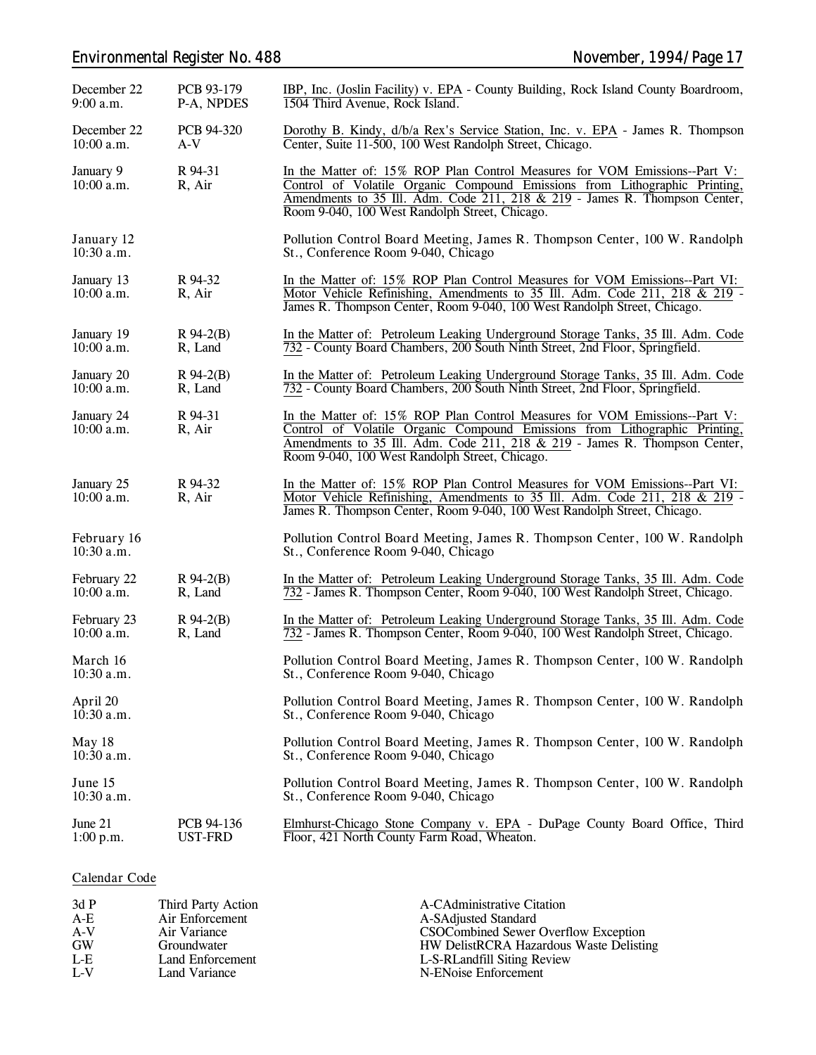| Date/Time | Case No. | Matter |
|---|---|---|
| December 22<br>9:00 a.m. | PCB 93-179<br>P-A, NPDES | IBP, Inc. (Joslin Facility) v. EPA - County Building, Rock Island County Boardroom, 1504 Third Avenue, Rock Island. |
| December 22<br>10:00 a.m. | PCB 94-320<br>A-V | Dorothy B. Kindy, d/b/a Rex's Service Station, Inc. v. EPA - James R. Thompson Center, Suite 11-500, 100 West Randolph Street, Chicago. |
| January 9<br>10:00 a.m. | R 94-31<br>R, Air | In the Matter of: 15% ROP Plan Control Measures for VOM Emissions--Part V: Control of Volatile Organic Compound Emissions from Lithographic Printing, Amendments to 35 Ill. Adm. Code 211, 218 & 219 - James R. Thompson Center, Room 9-040, 100 West Randolph Street, Chicago. |
| January 12<br>10:30 a.m. | | Pollution Control Board Meeting, James R. Thompson Center, 100 W. Randolph St., Conference Room 9-040, Chicago |
| January 13<br>10:00 a.m. | R 94-32<br>R, Air | In the Matter of: 15% ROP Plan Control Measures for VOM Emissions--Part VI: Motor Vehicle Refinishing, Amendments to 35 Ill. Adm. Code 211, 218 & 219 - James R. Thompson Center, Room 9-040, 100 West Randolph Street, Chicago. |
| January 19<br>10:00 a.m. | R 94-2(B)<br>R, Land | In the Matter of: Petroleum Leaking Underground Storage Tanks, 35 Ill. Adm. Code 732 - County Board Chambers, 200 South Ninth Street, 2nd Floor, Springfield. |
| January 20<br>10:00 a.m. | R 94-2(B)<br>R, Land | In the Matter of: Petroleum Leaking Underground Storage Tanks, 35 Ill. Adm. Code 732 - County Board Chambers, 200 South Ninth Street, 2nd Floor, Springfield. |
| January 24<br>10:00 a.m. | R 94-31<br>R, Air | In the Matter of: 15% ROP Plan Control Measures for VOM Emissions--Part V: Control of Volatile Organic Compound Emissions from Lithographic Printing, Amendments to 35 Ill. Adm. Code 211, 218 & 219 - James R. Thompson Center, Room 9-040, 100 West Randolph Street, Chicago. |
| January 25<br>10:00 a.m. | R 94-32<br>R, Air | In the Matter of: 15% ROP Plan Control Measures for VOM Emissions--Part VI: Motor Vehicle Refinishing, Amendments to 35 Ill. Adm. Code 211, 218 & 219 - James R. Thompson Center, Room 9-040, 100 West Randolph Street, Chicago. |
| February 16<br>10:30 a.m. | | Pollution Control Board Meeting, James R. Thompson Center, 100 W. Randolph St., Conference Room 9-040, Chicago |
| February 22<br>10:00 a.m. | R 94-2(B)<br>R, Land | In the Matter of: Petroleum Leaking Underground Storage Tanks, 35 Ill. Adm. Code 732 - James R. Thompson Center, Room 9-040, 100 West Randolph Street, Chicago. |
| February 23<br>10:00 a.m. | R 94-2(B)<br>R, Land | In the Matter of: Petroleum Leaking Underground Storage Tanks, 35 Ill. Adm. Code 732 - James R. Thompson Center, Room 9-040, 100 West Randolph Street, Chicago. |
| March 16<br>10:30 a.m. | | Pollution Control Board Meeting, James R. Thompson Center, 100 W. Randolph St., Conference Room 9-040, Chicago |
| April 20<br>10:30 a.m. | | Pollution Control Board Meeting, James R. Thompson Center, 100 W. Randolph St., Conference Room 9-040, Chicago |
| May 18<br>10:30 a.m. | | Pollution Control Board Meeting, James R. Thompson Center, 100 W. Randolph St., Conference Room 9-040, Chicago |
| June 15<br>10:30 a.m. | | Pollution Control Board Meeting, James R. Thompson Center, 100 W. Randolph St., Conference Room 9-040, Chicago |
| June 21<br>1:00 p.m. | PCB 94-136<br>UST-FRD | Elmhurst-Chicago Stone Company v. EPA - DuPage County Board Office, Third Floor, 421 North County Farm Road, Wheaton. |

Calendar Code

| Code | Meaning | Code | Meaning |
|---|---|---|---|
| 3d P | Third Party Action | A-C | Administrative Citation |
| A-E | Air Enforcement | A-S | Adjusted Standard |
| A-V | Air Variance | CSO | Combined Sewer Overflow Exception |
| GW | Groundwater | HW Delist | RCRA Hazardous Waste Delisting |
| L-E | Land Enforcement | L-S-R | Landfill Siting Review |
| L-V | Land Variance | N-E | Noise Enforcement |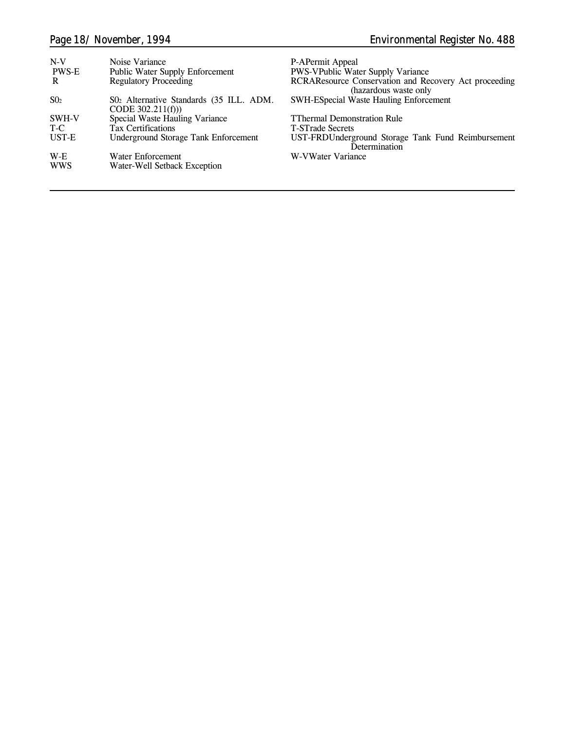| | | | |
|---|---|---|---|
| N-V | Noise Variance | P-A | Permit Appeal |
| PWS-E | Public Water Supply Enforcement | PWS-V | Public Water Supply Variance |
| R | Regulatory Proceeding | RCRA | Resource Conservation and Recovery Act proceeding (hazardous waste only |
| $SO_2$ | $SO_2$ Alternative Standards (35 ILL. ADM. CODE 302.211(f))) | SWH-E | Special Waste Hauling Enforcement |
| SWH-V | Special Waste Hauling Variance | T | Thermal Demonstration Rule |
| T-C | Tax Certifications | T-S | Trade Secrets |
| UST-E | Underground Storage Tank Enforcement | UST-FRD | Underground Storage Tank Fund Reimbursement Determination |
| W-E | Water Enforcement | W-V | Water Variance |
| WWS | Water-Well Setback Exception | | |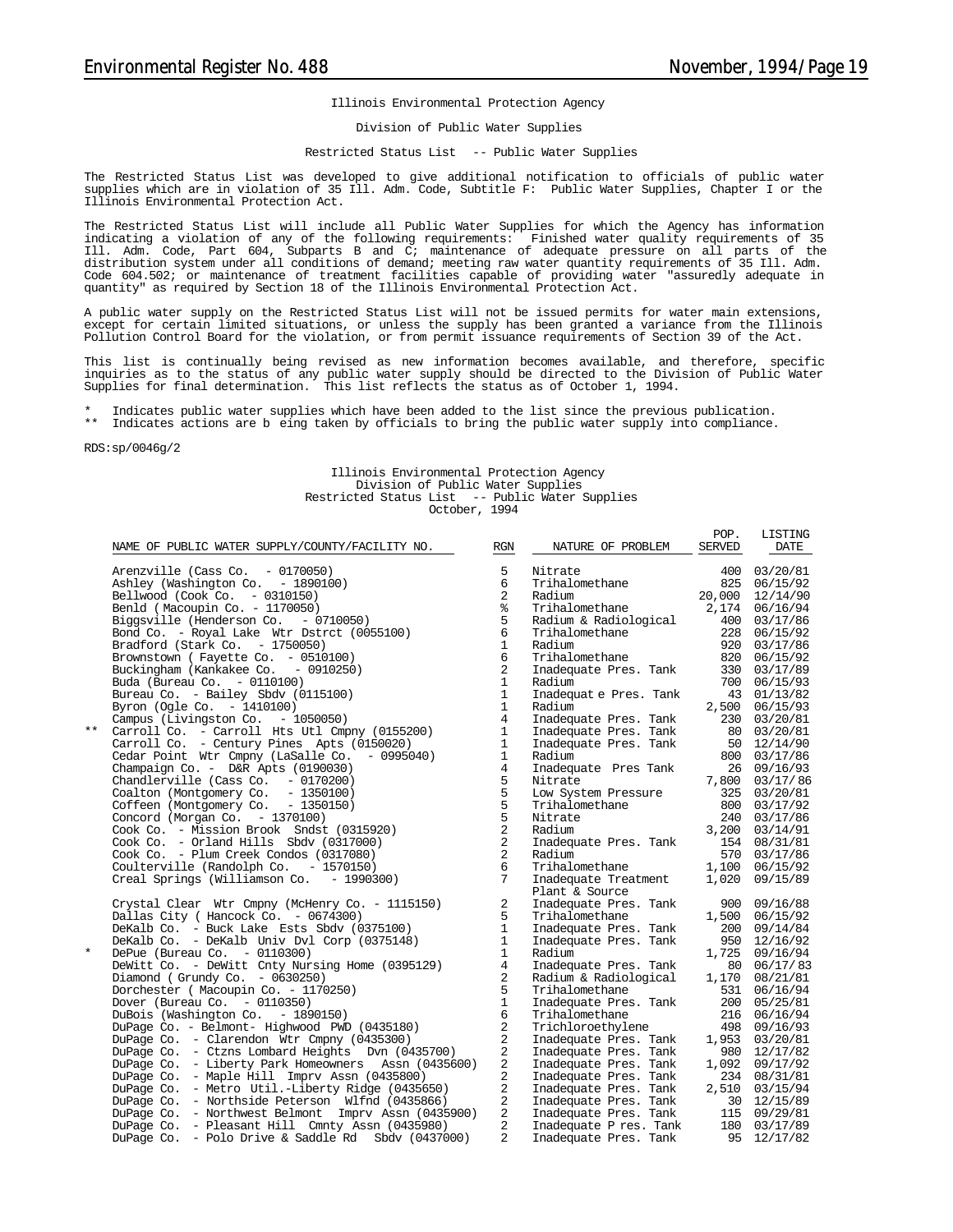Illinois Environmental Protection Agency

Division of Public Water Supplies

Restricted Status List -- Public Water Supplies

The Restricted Status List was developed to give additional notification to officials of public water supplies which are in violation of 35 Ill. Adm. Code, Subtitle F: Public Water Supplies, Chapter I or the Illinois Environmental Protection Act.

The Restricted Status List will include all Public Water Supplies for which the Agency has information indicating a violation of any of the following requirements: Finished water quality requirements of 35 Ill. Adm. Code, Part 604, Subparts B and C; maintenance of adequate pressure on all parts of the distribution system under all conditions of demand; meeting raw water quantity requirements of 35 Ill. Adm. Code 604.502; or maintenance of treatment facilities capable of providing water "assuredly adequate in quantity" as required by Section 18 of the Illinois Environmental Protection Act.

A public water supply on the Restricted Status List will not be issued permits for water main extensions, except for certain limited situations, or unless the supply has been granted a variance from the Illinois Pollution Control Board for the violation, or from permit issuance requirements of Section 39 of the Act.

This list is continually being revised as new information becomes available, and therefore, specific inquiries as to the status of any public water supply should be directed to the Division of Public Water Supplies for final determination. This list reflects the status as of October 1, 1994.

\* Indicates public water supplies which have been added to the list since the previous publication.
\*\* Indicates actions are b eing taken by officials to bring the public water supply into compliance.

RDS:sp/0046g/2

Illinois Environmental Protection Agency
Division of Public Water Supplies
Restricted Status List -- Public Water Supplies
October, 1994

| | NAME OF PUBLIC WATER SUPPLY/COUNTY/FACILITY NO. | RGN | NATURE OF PROBLEM | POP. SERVED | LISTING DATE |
|---|---|---|---|---|---|
| | Arenzville (Cass Co. - 0170050) | 5 | Nitrate | 400 | 03/20/81 |
| | Ashley (Washington Co. - 1890100) | 6 | Trihalomethane | 825 | 06/15/92 |
| | Bellwood (Cook Co. - 0310150) | 2 | Radium | 20,000 | 12/14/90 |
| | Benld ( Macoupin Co. - 1170050) | % | Trihalomethane | 2,174 | 06/16/94 |
| | Biggsville (Henderson Co. - 0710050) | 5 | Radium & Radiological | 400 | 03/17/86 |
| | Bond Co. - Royal Lake Wtr Dstrct (0055100) | 6 | Trihalomethane | 228 | 06/15/92 |
| | Bradford (Stark Co. - 1750050) | 1 | Radium | 920 | 03/17/86 |
| | Brownstown ( Fayette Co. - 0510100) | 6 | Trihalomethane | 820 | 06/15/92 |
| | Buckingham (Kankakee Co. - 0910250) | 2 | Inadequate Pres. Tank | 330 | 03/17/89 |
| | Buda (Bureau Co. - 0110100) | 1 | Radium | 700 | 06/15/93 |
| | Bureau Co. - Bailey Sbdv (0115100) | 1 | Inadequat e Pres. Tank | 43 | 01/13/82 |
| | Byron (Ogle Co. - 1410100) | 1 | Radium | 2,500 | 06/15/93 |
| | Campus (Livingston Co. - 1050050) | 4 | Inadequate Pres. Tank | 230 | 03/20/81 |
| ** | Carroll Co. - Carroll Hts Utl Cmpny (0155200) | 1 | Inadequate Pres. Tank | 80 | 03/20/81 |
| | Carroll Co. - Century Pines Apts (0150020) | 1 | Inadequate Pres. Tank | 50 | 12/14/90 |
| | Cedar Point Wtr Cmpny (LaSalle Co. - 0995040) | 1 | Radium | 800 | 03/17/86 |
| | Champaign Co. - D&R Apts (0190030) | 4 | Inadequate Pres Tank | 26 | 09/16/93 |
| | Chandlerville (Cass Co. - 0170200) | 5 | Nitrate | 7,800 | 03/17/86 |
| | Coalton (Montgomery Co. - 1350100) | 5 | Low System Pressure | 325 | 03/20/81 |
| | Coffeen (Montgomery Co. - 1350150) | 5 | Trihalomethane | 800 | 03/17/92 |
| | Concord (Morgan Co. - 1370100) | 5 | Nitrate | 240 | 03/17/86 |
| | Cook Co. - Mission Brook Sndst (0315920) | 2 | Radium | 3,200 | 03/14/91 |
| | Cook Co. - Orland Hills Sbdv (0317000) | 2 | Inadequate Pres. Tank | 154 | 08/31/81 |
| | Cook Co. - Plum Creek Condos (0317080) | 2 | Radium | 570 | 03/17/86 |
| | Coulterville (Randolph Co. - 1570150) | 6 | Trihalomethane | 1,100 | 06/15/92 |
| | Creal Springs (Williamson Co. - 1990300) | 7 | Inadequate Treatment Plant & Source | 1,020 | 09/15/89 |
| | Crystal Clear Wtr Cmpny (McHenry Co. - 1115150) | 2 | Inadequate Pres. Tank | 900 | 09/16/88 |
| | Dallas City ( Hancock Co. - 0674300) | 5 | Trihalomethane | 1,500 | 06/15/92 |
| | DeKalb Co. - Buck Lake Ests Sbdv (0375100) | 1 | Inadequate Pres. Tank | 200 | 09/14/84 |
| | DeKalb Co. - DeKalb Univ Dvl Corp (0375148) | 1 | Inadequate Pres. Tank | 950 | 12/16/92 |
| * | DePue (Bureau Co. - 0110300) | 1 | Radium | 1,725 | 09/16/94 |
| | DeWitt Co. - DeWitt Cnty Nursing Home (0395129) | 4 | Inadequate Pres. Tank | 80 | 06/17/83 |
| | Diamond ( Grundy Co. - 0630250) | 2 | Radium & Radiological | 1,170 | 08/21/81 |
| | Dorchester ( Macoupin Co. - 1170250) | 5 | Trihalomethane | 531 | 06/16/94 |
| | Dover (Bureau Co. - 0110350) | 1 | Inadequate Pres. Tank | 200 | 05/25/81 |
| | DuBois (Washington Co. - 1890150) | 6 | Trihalomethane | 216 | 06/16/94 |
| | DuPage Co. - Belmont- Highwood PWD (0435180) | 2 | Trichloroethylene | 498 | 09/16/93 |
| | DuPage Co. - Clarendon Wtr Cmpny (0435300) | 2 | Inadequate Pres. Tank | 1,953 | 03/20/81 |
| | DuPage Co. - Ctzns Lombard Heights Dvn (0435700) | 2 | Inadequate Pres. Tank | 980 | 12/17/82 |
| | DuPage Co. - Liberty Park Homeowners Assn (0435600) | 2 | Inadequate Pres. Tank | 1,092 | 09/17/92 |
| | DuPage Co. - Maple Hill Imprv Assn (0435800) | 2 | Inadequate Pres. Tank | 234 | 08/31/81 |
| | DuPage Co. - Metro Util.-Liberty Ridge (0435650) | 2 | Inadequate Pres. Tank | 2,510 | 03/15/94 |
| | DuPage Co. - Northside Peterson Wlfnd (0435866) | 2 | Inadequate Pres. Tank | 30 | 12/15/89 |
| | DuPage Co. - Northwest Belmont Imprv Assn (0435900) | 2 | Inadequate Pres. Tank | 115 | 09/29/81 |
| | DuPage Co. - Pleasant Hill Cmnty Assn (0435980) | 2 | Inadequate P res. Tank | 180 | 03/17/89 |
| | DuPage Co. - Polo Drive & Saddle Rd Sbdv (0437000) | 2 | Inadequate Pres. Tank | 95 | 12/17/82 |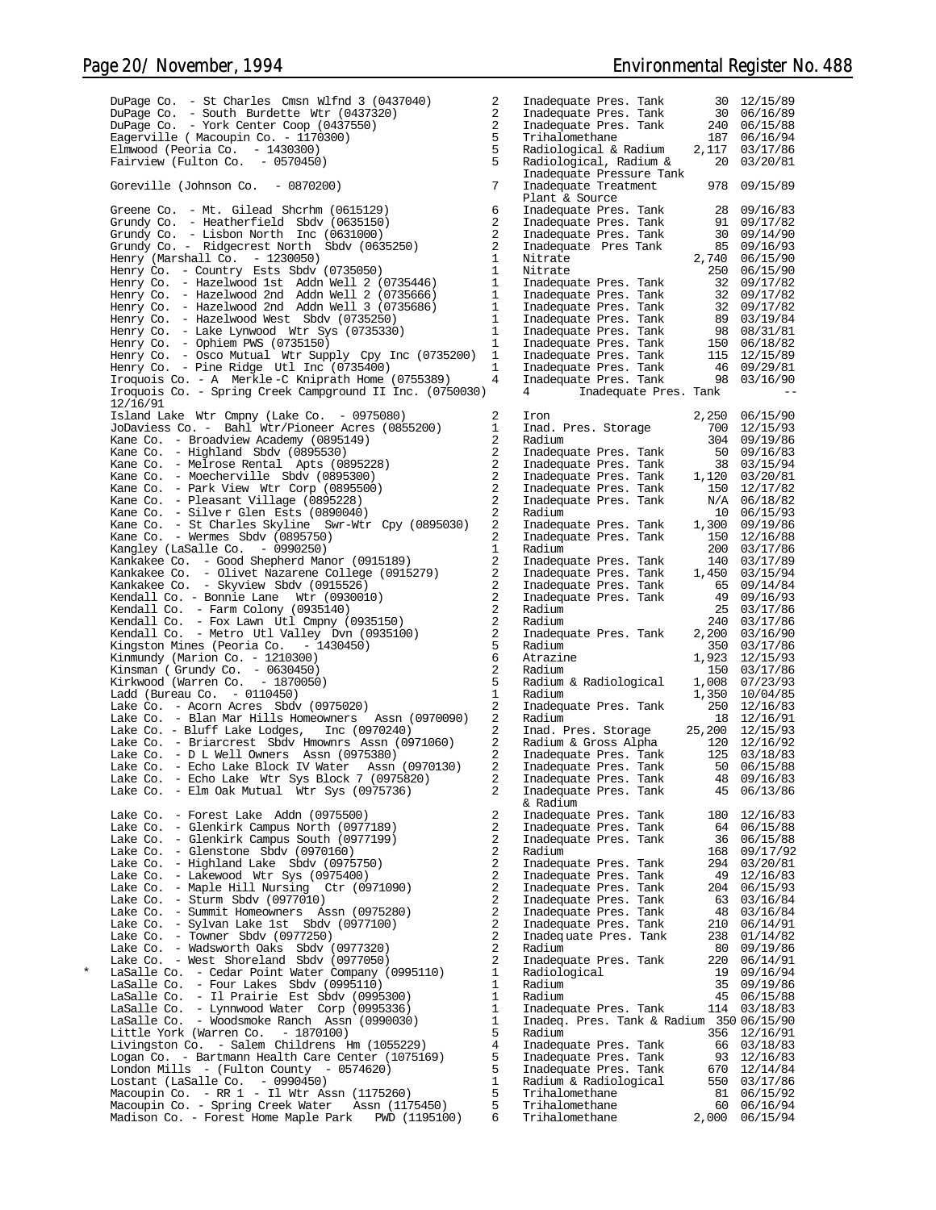| | | | | |
|---|---|---|---|---|
| DuPage Co. - St Charles Cmsn Wlfnd 3 (0437040) | 2 | Inadequate Pres. Tank | 30 | 12/15/89 |
| DuPage Co. - South Burdette Wtr (0437320) | 2 | Inadequate Pres. Tank | 30 | 06/16/89 |
| DuPage Co. - York Center Coop (0437550) | 2 | Inadequate Pres. Tank | 240 | 06/15/88 |
| Eagerville ( Macoupin Co. - 1170300) | 5 | Trihalomethane | 187 | 06/16/94 |
| Elmwood (Peoria Co. - 1430300) | 5 | Radiological & Radium | 2,117 | 03/17/86 |
| Fairview (Fulton Co. - 0570450) | 5 | Radiological, Radium & Inadequate Pressure Tank | 20 | 03/20/81 |
| Goreville (Johnson Co. - 0870200) | 7 | Inadequate Treatment Plant & Source | 978 | 09/15/89 |
| Greene Co. - Mt. Gilead Shcrhm (0615129) | 6 | Inadequate Pres. Tank | 28 | 09/16/83 |
| Grundy Co. - Heatherfield Sbdv (0635150) | 2 | Inadequate Pres. Tank | 91 | 09/17/82 |
| Grundy Co. - Lisbon North Inc (0631000) | 2 | Inadequate Pres. Tank | 30 | 09/14/90 |
| Grundy Co. - Ridgecrest North Sbdv (0635250) | 2 | Inadequate Pres Tank | 85 | 09/16/93 |
| Henry (Marshall Co. - 1230050) | 1 | Nitrate | 2,740 | 06/15/90 |
| Henry Co. - Country Ests Sbdv (0735050) | 1 | Nitrate | 250 | 06/15/90 |
| Henry Co. - Hazelwood 1st Addn Well 2 (0735446) | 1 | Inadequate Pres. Tank | 32 | 09/17/82 |
| Henry Co. - Hazelwood 2nd Addn Well 2 (0735666) | 1 | Inadequate Pres. Tank | 32 | 09/17/82 |
| Henry Co. - Hazelwood 2nd Addn Well 3 (0735686) | 1 | Inadequate Pres. Tank | 32 | 09/17/82 |
| Henry Co. - Hazelwood West Sbdv (0735250) | 1 | Inadequate Pres. Tank | 89 | 03/19/84 |
| Henry Co. - Lake Lynwood Wtr Sys (0735330) | 1 | Inadequate Pres. Tank | 98 | 08/31/81 |
| Henry Co. - Ophiem PWS (0735150) | 1 | Inadequate Pres. Tank | 150 | 06/18/82 |
| Henry Co. - Osco Mutual Wtr Supply Cpy Inc (0735200) | 1 | Inadequate Pres. Tank | 115 | 12/15/89 |
| Henry Co. - Pine Ridge Utl Inc (0735400) | 1 | Inadequate Pres. Tank | 46 | 09/29/81 |
| Iroquois Co. - A Merkle-C Knipráth Home (0755389) | 4 | Inadequate Pres. Tank | 98 | 03/16/90 |
| Iroquois Co. - Spring Creek Campground II Inc. (0750030) 12/16/91 | 4 | Inadequate Pres. Tank | | -- |
| Island Lake Wtr Cmpny (Lake Co. - 0975080) | 2 | Iron | 2,250 | 06/15/90 |
| JoDaviess Co. - Bahl Wtr/Pioneer Acres (0855200) | 1 | Inad. Pres. Storage | 700 | 12/15/93 |
| Kane Co. - Broadview Academy (0895149) | 2 | Radium | 304 | 09/19/86 |
| Kane Co. - Highland Sbdv (0895530) | 2 | Inadequate Pres. Tank | 50 | 09/16/83 |
| Kane Co. - Melrose Rental Apts (0895228) | 2 | Inadequate Pres. Tank | 38 | 03/15/94 |
| Kane Co. - Moecherville Sbdv (0895300) | 2 | Inadequate Pres. Tank | 1,120 | 03/20/81 |
| Kane Co. - Park View Wtr Corp (0895500) | 2 | Inadequate Pres. Tank | 150 | 12/17/82 |
| Kane Co. - Pleasant Village (0895228) | 2 | Inadequate Pres. Tank | N/A | 06/18/82 |
| Kane Co. - Silver Glen Ests (0890040) | 2 | Radium | 10 | 06/15/93 |
| Kane Co. - St Charles Skyline Swr-Wtr Cpy (0895030) | 2 | Inadequate Pres. Tank | 1,300 | 09/19/86 |
| Kane Co. - Wermes Sbdv (0895750) | 2 | Inadequate Pres. Tank | 150 | 12/16/88 |
| Kangley (LaSalle Co. - 0990250) | 1 | Radium | 200 | 03/17/86 |
| Kankakee Co. - Good Shepherd Manor (0915189) | 2 | Inadequate Pres. Tank | 140 | 03/17/89 |
| Kankakee Co. - Olivet Nazarene College (0915279) | 2 | Inadequate Pres. Tank | 1,450 | 03/15/94 |
| Kankakee Co. - Skyview Sbdv (0915526) | 2 | Inadequate Pres. Tank | 65 | 09/14/84 |
| Kendall Co. - Bonnie Lane Wtr (0930010) | 2 | Inadequate Pres. Tank | 49 | 09/16/93 |
| Kendall Co. - Farm Colony (0935140) | 2 | Radium | 25 | 03/17/86 |
| Kendall Co. - Fox Lawn Utl Cmpny (0935150) | 2 | Radium | 240 | 03/17/86 |
| Kendall Co. - Metro Utl Valley Dvn (0935100) | 2 | Inadequate Pres. Tank | 2,200 | 03/16/90 |
| Kingston Mines (Peoria Co. - 1430450) | 5 | Radium | 350 | 03/17/86 |
| Kinmundy (Marion Co. - 1210300) | 6 | Atrazine | 1,923 | 12/15/93 |
| Kinsman ( Grundy Co. - 0630450) | 2 | Radium | 150 | 03/17/86 |
| Kirkwood (Warren Co. - 1870050) | 5 | Radium & Radiological | 1,008 | 07/23/93 |
| Ladd (Bureau Co. - 0110450) | 1 | Radium | 1,350 | 10/04/85 |
| Lake Co. - Acorn Acres Sbdv (0975020) | 2 | Inadequate Pres. Tank | 250 | 12/16/83 |
| Lake Co. - Blan Mar Hills Homeowners Assn (0970090) | 2 | Radium | 18 | 12/16/91 |
| Lake Co. - Bluff Lake Lodges, Inc (0970240) | 2 | Inad. Pres. Storage | 25,200 | 12/15/93 |
| Lake Co. - Briarcrest Sbdv Hmownrs Assn (0971060) | 2 | Radium & Gross Alpha | 120 | 12/16/92 |
| Lake Co. - D L Well Owners Assn (0975380) | 2 | Inadequate Pres. Tank | 125 | 03/18/83 |
| Lake Co. - Echo Lake Block IV Water Assn (0970130) | 2 | Inadequate Pres. Tank | 50 | 06/15/88 |
| Lake Co. - Echo Lake Wtr Sys Block 7 (0975820) | 2 | Inadequate Pres. Tank | 48 | 09/16/83 |
| Lake Co. - Elm Oak Mutual Wtr Sys (0975736) | 2 | Inadequate Pres. Tank & Radium | 45 | 06/13/86 |
| Lake Co. - Forest Lake Addn (0975500) | 2 | Inadequate Pres. Tank | 180 | 12/16/83 |
| Lake Co. - Glenkirk Campus North (0977189) | 2 | Inadequate Pres. Tank | 64 | 06/15/88 |
| Lake Co. - Glenkirk Campus South (0977199) | 2 | Inadequate Pres. Tank | 36 | 06/15/88 |
| Lake Co. - Glenstone Sbdv (0970160) | 2 | Radium | 168 | 09/17/92 |
| Lake Co. - Highland Lake Sbdv (0975750) | 2 | Inadequate Pres. Tank | 294 | 03/20/81 |
| Lake Co. - Lakewood Wtr Sys (0975400) | 2 | Inadequate Pres. Tank | 49 | 12/16/83 |
| Lake Co. - Maple Hill Nursing Ctr (0971090) | 2 | Inadequate Pres. Tank | 204 | 06/15/93 |
| Lake Co. - Sturm Sbdv (0977010) | 2 | Inadequate Pres. Tank | 63 | 03/16/84 |
| Lake Co. - Summit Homeowners Assn (0975280) | 2 | Inadequate Pres. Tank | 48 | 03/16/84 |
| Lake Co. - Sylvan Lake 1st Sbdv (0977100) | 2 | Inadequate Pres. Tank | 210 | 06/14/91 |
| Lake Co. - Towner Sbdv (0977250) | 2 | Inadequate Pres. Tank | 238 | 01/14/82 |
| Lake Co. - Wadsworth Oaks Sbdv (0977320) | 2 | Radium | 80 | 09/19/86 |
| Lake Co. - West Shoreland Sbdv (0977050) | 2 | Inadequate Pres. Tank | 220 | 06/14/91 |
| * LaSalle Co. - Cedar Point Water Company (0995110) | 1 | Radiological | 19 | 09/16/94 |
| LaSalle Co. - Four Lakes Sbdv (0995110) | 1 | Radium | 35 | 09/19/86 |
| LaSalle Co. - Il Prairie Est Sbdv (0995300) | 1 | Radium | 45 | 06/15/88 |
| LaSalle Co. - Lynnwood Water Corp (0995336) | 1 | Inadequate Pres. Tank | 114 | 03/18/83 |
| LaSalle Co. - Woodsmoke Ranch Assn (0990030) | 1 | Inadeq. Pres. Tank & Radium | 350 | 06/15/90 |
| Little York (Warren Co. - 1870100) | 5 | Radium | 356 | 12/16/91 |
| Livingston Co. - Salem Childrens Hm (1055229) | 4 | Inadequate Pres. Tank | 66 | 03/18/83 |
| Logan Co. - Bartmann Health Care Center (1075169) | 5 | Inadequate Pres. Tank | 93 | 12/16/83 |
| London Mills - (Fulton County - 0574620) | 5 | Inadequate Pres. Tank | 670 | 12/14/84 |
| Lostant (LaSalle Co. - 0990450) | 1 | Radium & Radiological | 550 | 03/17/86 |
| Macoupin Co. - RR 1 - Il Wtr Assn (1175260) | 5 | Trihalomethane | 81 | 06/15/92 |
| Macoupin Co. - Spring Creek Water Assn (1175450) | 5 | Trihalomethane | 60 | 06/16/94 |
| Madison Co. - Forest Home Maple Park PWD (1195100) | 6 | Trihalomethane | 2,000 | 06/15/94 |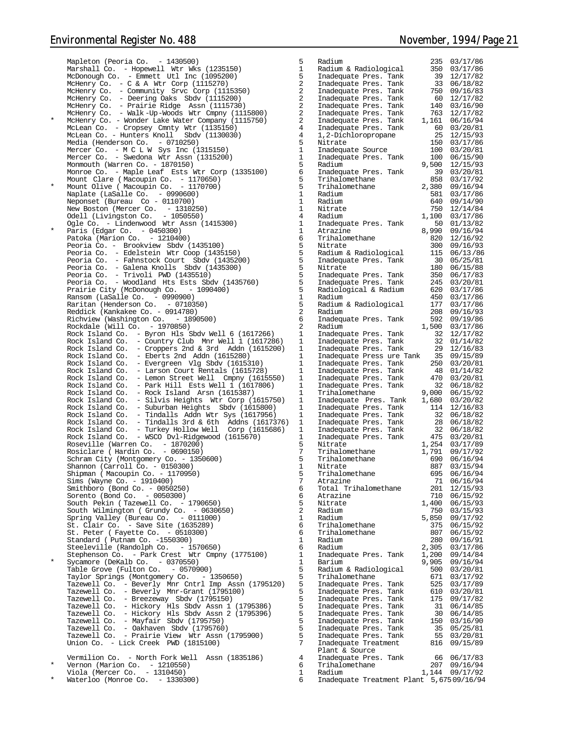| | Facility | Region | Violation | Pop. | Date |
|---|---|---|---|---|---|
| | Mapleton (Peoria Co. - 1430500) | 5 | Radium | 235 | 03/17/86 |
| | Marshall Co. - Hopewell Wtr Wks (1235150) | 1 | Radium & Radiological | 350 | 03/17/86 |
| | McDonough Co. - Emmett Utl Inc (1095200) | 5 | Inadequate Pres. Tank | 39 | 12/17/82 |
| | McHenry Co. - C & A Wtr Corp (1115270) | 2 | Inadequate Pres. Tank | 33 | 06/18/82 |
| | McHenry Co. - Community Srvc Corp (1115350) | 2 | Inadequate Pres. Tank | 750 | 09/16/83 |
| | McHenry Co. - Deering Oaks Sbdv (1115200) | 2 | Inadequate Pres. Tank | 60 | 12/17/82 |
| | McHenry Co. - Prairie Ridge Assn (1115730) | 2 | Inadequate Pres. Tank | 140 | 03/16/90 |
| | McHenry Co. - Walk-Up-Woods Wtr Cmpny (1115800) | 2 | Inadequate Pres. Tank | 763 | 12/17/82 |
| * | McHenry Co. - Wonder Lake Water Company (1115750) | 2 | Inadequate Pres. Tank | 1,161 | 06/16/94 |
| | McLean Co. - Cropsey Cmnty Wtr (1135150) | 4 | Inadequate Pres. Tank | 60 | 03/20/81 |
| | McLean Co. - Hunters Knoll Sbdv (1130030) | 4 | 1,2-Dichloropropane | 25 | 12/15/93 |
| | Media (Henderson Co. - 0710250) | 5 | Nitrate | 150 | 03/17/86 |
| | Mercer Co. - M C L W Sys Inc (1315150) | 1 | Inadequate Source | 100 | 03/20/81 |
| | Mercer Co. - Swedona Wtr Assn (1315200) | 1 | Inadequate Pres. Tank | 100 | 06/15/90 |
| | Monmouth (Warren Co. - 1870150) | 5 | Radium | 9,500 | 12/15/93 |
| | Monroe Co. - Maple Leaf Ests Wtr Corp (1335100) | 6 | Inadequate Pres. Tank | 39 | 03/20/81 |
| | Mount Clare (Macoupin Co. - 1170650) | 5 | Trihalomethane | 858 | 03/17/92 |
| * | Mount Olive (Macoupin Co. - 1170700) | 5 | Trihalomethane | 2,380 | 09/16/94 |
| | Naplate (LaSalle Co. - 0990600) | 1 | Radium | 581 | 03/17/86 |
| | Neponset (Bureau Co - 0110700) | 1 | Radium | 640 | 09/14/90 |
| | New Boston (Mercer Co. - 1310250) | 1 | Nitrate | 750 | 12/14/84 |
| | Odell (Livingston Co. - 1050550) | 4 | Radium | 1,100 | 03/17/86 |
| | Ogle Co. - Lindenwood Wtr Assn (1415300) | 1 | Inadequate Pres. Tank | 50 | 01/13/82 |
| * | Paris (Edgar Co. - 0450300) | 1 | Atrazine | 8,990 | 09/16/94 |
| | Patoka (Marion Co. - 1210400) | 6 | Trihalomethane | 820 | 12/16/92 |
| | Peoria Co. - Brookview Sbdv (1435100) | 5 | Nitrate | 300 | 09/16/93 |
| | Peoria Co. - Edelstein Wtr Coop (1435150) | 5 | Radium & Radiological | 115 | 06/13/86 |
| | Peoria Co. - Fahnstock Court Sbdv (1435200) | 5 | Inadequate Pres. Tank | 30 | 05/25/81 |
| | Peoria Co. - Galena Knolls Sbdv (1435300) | 5 | Nitrate | 180 | 06/15/88 |
| | Peoria Co. - Trivoli PWD (1435510) | 5 | Inadequate Pres. Tank | 350 | 06/17/83 |
| | Peoria Co. - Woodland Hts Ests Sbdv (1435760) | 5 | Inadequate Pres. Tank | 245 | 03/20/81 |
| | Prairie City (McDonough Co. - 1090400) | 5 | Radiological & Radium | 620 | 03/17/86 |
| | Ransom (LaSalle Co. - 0990900) | 1 | Radium | 450 | 03/17/86 |
| | Raritan (Henderson Co. - 0710350) | 5 | Radium & Radiological | 177 | 03/17/86 |
| | Reddick (Kankakee Co. - 0914780) | 2 | Radium | 208 | 09/16/93 |
| | Richview (Washington Co. - 1890500) | 6 | Inadequate Pres. Tank | 592 | 09/19/86 |
| | Rockdale (Will Co. - 1970850) | 2 | Radium | 1,500 | 03/17/86 |
| | Rock Island Co. - Byron Hls Sbdv Well 6 (1617266) | 1 | Inadequate Pres. Tank | 32 | 12/17/82 |
| | Rock Island Co. - Country Club Mnr Well 1 (1617286) | 1 | Inadequate Pres. Tank | 32 | 01/14/82 |
| | Rock Island Co. - Croppers 2nd & 3rd Addn (1615200) | 1 | Inadequate Pres. Tank | 29 | 12/16/83 |
| | Rock Island Co. - Eberts 2nd Addn (1615280) | 1 | Inadequate Press ure Tank | 35 | 09/15/89 |
| | Rock Island Co. - Evergreen Vlg Sbdv (1615310) | 1 | Inadequate Pres. Tank | 250 | 03/20/81 |
| | Rock Island Co. - Larson Court Rentals (1615728) | 1 | Inadequate Pres. Tank | 48 | 01/14/82 |
| | Rock Island Co. - Lemon Street Well Cmpny (1615550) | 1 | Inadequate Pres. Tank | 470 | 03/20/81 |
| | Rock Island Co. - Park Hill Ests Well 1 (1617806) | 1 | Inadequate Pres. Tank | 32 | 06/18/82 |
| | Rock Island Co. - Rock Island Arsn (1615387) | 1 | Trihalomethane | 9,000 | 06/15/92 |
| | Rock Island Co. - Silvis Heights Wtr Corp (1615750) | 1 | Inadequate Pres. Tank | 1,680 | 03/20/82 |
| | Rock Island Co. - Suburban Heights Sbdv (1615800) | 1 | Inadequate Pres. Tank | 114 | 12/16/83 |
| | Rock Island Co. - Tindalls Addn Wtr Sys (1617956) | 1 | Inadequate Pres. Tank | 32 | 06/18/82 |
| | Rock Island Co. - Tindalls 3rd & 6th Addns (1617376) | 1 | Inadequate Pres. Tank | 28 | 06/18/82 |
| | Rock Island Co. - Turkey Hollow Well Corp (1615686) | 1 | Inadequate Pres. Tank | 32 | 06/18/82 |
| | Rock Island Co. - WSCO Dvl-Ridgewood (1615670) | 1 | Inadequate Pres. Tank | 475 | 03/20/81 |
| | Roseville (Warren Co. - 1870200) | 5 | Nitrate | 1,254 | 03/17/89 |
| | Rosiclare (Hardin Co. - 0690150) | 7 | Trihalomethane | 1,791 | 09/17/92 |
| | Schram City (Montgomery Co. - 1350600) | 5 | Trihalomethane | 690 | 06/16/94 |
| | Shannon (Carroll Co. - 0150300) | 1 | Nitrate | 887 | 03/15/94 |
| | Shipman (Macoupin Co. - 1170950) | 5 | Trihalomethane | 695 | 06/16/94 |
| | Sims (Wayne Co. - 1910400) | 7 | Atrazine | 71 | 06/16/94 |
| | Smithboro (Bond Co. - 0050250) | 6 | Total Trihalomethane | 201 | 12/15/93 |
| | Sorento (Bond Co. - 0050300) | 6 | Atrazine | 710 | 06/15/92 |
| | South Pekin (Tazewell Co. - 1790650) | 5 | Nitrate | 1,400 | 06/15/93 |
| | South Wilmington (Grundy Co. - 0630650) | 2 | Radium | 750 | 03/15/93 |
| | Spring Valley (Bureau Co. - 0111000) | 1 | Radium | 5,850 | 09/17/92 |
| | St. Clair Co. - Save Site (1635289) | 6 | Trihalomethane | 375 | 06/15/92 |
| | St. Peter (Fayette Co. - 0510300) | 6 | Trihalomethane | 807 | 06/15/92 |
| | Standard (Putnam Co. -1550300) | 1 | Radium | 280 | 09/16/91 |
| | Steeleville (Randolph Co. - 1570650) | 6 | Radium | 2,305 | 03/17/86 |
| | Stephenson Co. - Park Crest Wtr Cmpny (1775100) | 1 | Inadequate Pres. Tank | 1,200 | 09/14/84 |
| * | Sycamore (DeKalb Co. - 0370550) | 1 | Barium | 9,905 | 09/16/94 |
| | Table Grove (Fulton Co. - 0570900) | 5 | Radium & Radiological | 500 | 03/20/81 |
| | Taylor Springs (Montgomery Co. - 1350650) | 5 | Trihalomethane | 671 | 03/17/92 |
| | Tazewell Co. - Beverly Mnr Cntrl Imp Assn (1795120) | 5 | Inadequate Pres. Tank | 525 | 03/17/89 |
| | Tazewell Co. - Beverly Mnr-Grant (1795100) | 5 | Inadequate Pres. Tank | 610 | 03/20/81 |
| | Tazewell Co. - Breezeway Sbdv (1795150) | 5 | Inadequate Pres. Tank | 175 | 09/17/82 |
| | Tazewell Co. - Hickory Hls Sbdv Assn 1 (1795386) | 5 | Inadequate Pres. Tank | 31 | 06/14/85 |
| | Tazewell Co. - Hickory Hls Sbdv Assn 2 (1795396) | 5 | Inadequate Pres. Tank | 30 | 06/14/85 |
| | Tazewell Co. - Mayfair Sbdv (1795750) | 5 | Inadequate Pres. Tank | 150 | 03/16/90 |
| | Tazewell Co. - Oakhaven Sbdv (1795760) | 5 | Inadequate Pres. Tank | 35 | 05/25/81 |
| | Tazewell Co. - Prairie View Wtr Assn (1795900) | 5 | Inadequate Pres. Tank | 55 | 03/20/81 |
| | Union Co. - Lick Creek PWD (1815100) | 7 | Inadequate Treatment Plant & Source | 816 | 09/15/89 |
| | Vermilion Co. - North Fork Well Assn (1835186) | 4 | Inadequate Pres. Tank | 66 | 06/17/83 |
| * | Vernon (Marion Co. - 1210550) | 6 | Trihalomethane | 207 | 09/16/94 |
| | Viola (Mercer Co. - 1310450) | 1 | Radium | 1,144 | 09/17/92 |
| * | Waterloo (Monroe Co. - 1330300) | 6 | Inadequate Treatment Plant | 5,675 | 09/16/94 |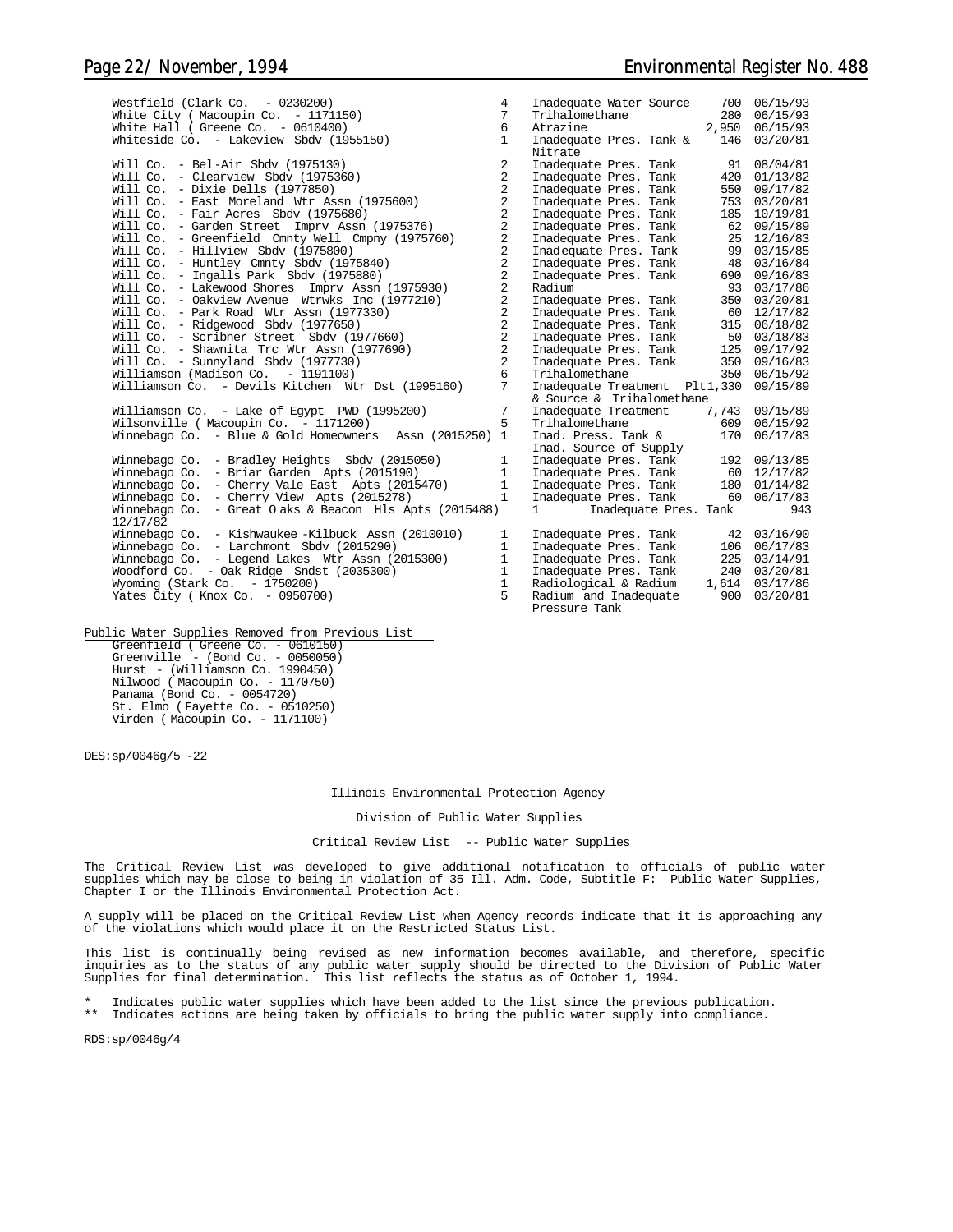| Supply | | Reason | Population | Date |
|---|---|---|---|---|
| Westfield (Clark Co. - 0230200) | 4 | Inadequate Water Source | 700 | 06/15/93 |
| White City ( Macoupin Co. - 1171150) | 7 | Trihalomethane | 280 | 06/15/93 |
| White Hall ( Greene Co. - 0610400) | 6 | Atrazine | 2,950 | 06/15/93 |
| Whiteside Co. - Lakeview Sbdv (1955150) | 1 | Inadequate Pres. Tank & Nitrate | 146 | 03/20/81 |
| Will Co. - Bel-Air Sbdv (1975130) | 2 | Inadequate Pres. Tank | 91 | 08/04/81 |
| Will Co. - Clearview Sbdv (1975360) | 2 | Inadequate Pres. Tank | 420 | 01/13/82 |
| Will Co. - Dixie Dells (1977850) | 2 | Inadequate Pres. Tank | 550 | 09/17/82 |
| Will Co. - East Moreland Wtr Assn (1975600) | 2 | Inadequate Pres. Tank | 753 | 03/20/81 |
| Will Co. - Fair Acres Sbdv (1975680) | 2 | Inadequate Pres. Tank | 185 | 10/19/81 |
| Will Co. - Garden Street Imprv Assn (1975376) | 2 | Inadequate Pres. Tank | 62 | 09/15/89 |
| Will Co. - Greenfield Cmnty Well Cmpny (1975760) | 2 | Inadequate Pres. Tank | 25 | 12/16/83 |
| Will Co. - Hillview Sbdv (1975800) | 2 | Inadequate Pres. Tank | 99 | 03/15/85 |
| Will Co. - Huntley Cmnty Sbdv (1975840) | 2 | Inadequate Pres. Tank | 48 | 03/16/84 |
| Will Co. - Ingalls Park Sbdv (1975880) | 2 | Inadequate Pres. Tank | 690 | 09/16/83 |
| Will Co. - Lakewood Shores Imprv Assn (1975930) | 2 | Radium | 93 | 03/17/86 |
| Will Co. - Oakview Avenue Wtrwks Inc (1977210) | 2 | Inadequate Pres. Tank | 350 | 03/20/81 |
| Will Co. - Park Road Wtr Assn (1977330) | 2 | Inadequate Pres. Tank | 60 | 12/17/82 |
| Will Co. - Ridgewood Sbdv (1977650) | 2 | Inadequate Pres. Tank | 315 | 06/18/82 |
| Will Co. - Scribner Street Sbdv (1977660) | 2 | Inadequate Pres. Tank | 50 | 03/18/83 |
| Will Co. - Shawnita Trc Wtr Assn (1977690) | 2 | Inadequate Pres. Tank | 125 | 09/17/92 |
| Will Co. - Sunnyland Sbdv (1977730) | 2 | Inadequate Pres. Tank | 350 | 09/16/83 |
| Williamson (Madison Co. - 1191100) | 6 | Trihalomethane | 350 | 06/15/92 |
| Williamson Co. - Devils Kitchen Wtr Dst (1995160) | 7 | Inadequate Treatment Plt & Source & Trihalomethane | 1,330 | 09/15/89 |
| Williamson Co. - Lake of Egypt PWD (1995200) | 7 | Inadequate Treatment | 7,743 | 09/15/89 |
| Wilsonville ( Macoupin Co. - 1171200) | 5 | Trihalomethane | 609 | 06/15/92 |
| Winnebago Co. - Blue & Gold Homeowners Assn (2015250) | 1 | Inad. Press. Tank & Inad. Source of Supply | 170 | 06/17/83 |
| Winnebago Co. - Bradley Heights Sbdv (2015050) | 1 | Inadequate Pres. Tank | 192 | 09/13/85 |
| Winnebago Co. - Briar Garden Apts (2015190) | 1 | Inadequate Pres. Tank | 60 | 12/17/82 |
| Winnebago Co. - Cherry Vale East Apts (2015470) | 1 | Inadequate Pres. Tank | 180 | 01/14/82 |
| Winnebago Co. - Cherry View Apts (2015278) | 1 | Inadequate Pres. Tank | 60 | 06/17/83 |
| Winnebago Co. - Great Oaks & Beacon Hls Apts (2015488) | 1 | Inadequate Pres. Tank | 943 | 12/17/82 |
| Winnebago Co. - Kishwaukee -Kilbuck Assn (2010010) | 1 | Inadequate Pres. Tank | 42 | 03/16/90 |
| Winnebago Co. - Larchmont Sbdv (2015290) | 1 | Inadequate Pres. Tank | 106 | 06/17/83 |
| Winnebago Co. - Legend Lakes Wtr Assn (2015300) | 1 | Inadequate Pres. Tank | 225 | 03/14/91 |
| Woodford Co. - Oak Ridge Sndst (2035300) | 1 | Inadequate Pres. Tank | 240 | 03/20/81 |
| Wyoming (Stark Co. - 1750200) | 1 | Radiological & Radium | 1,614 | 03/17/86 |
| Yates City ( Knox Co. - 0950700) | 5 | Radium and Inadequate Pressure Tank | 900 | 03/20/81 |

Public Water Supplies Removed from Previous List

- Greenfield ( Greene Co. - 0610150)
- Greenville - (Bond Co. - 0050050)
- Hurst - (Williamson Co. 1990450)
- Nilwood ( Macoupin Co. - 1170750)
- Panama (Bond Co. - 0054720)
- St. Elmo (Fayette Co. - 0510250)
- Virden ( Macoupin Co. - 1171100)

DES:sp/0046g/5 -22

Illinois Environmental Protection Agency

Division of Public Water Supplies

Critical Review List -- Public Water Supplies

The Critical Review List was developed to give additional notification to officials of public water supplies which may be close to being in violation of 35 Ill. Adm. Code, Subtitle F: Public Water Supplies, Chapter I or the Illinois Environmental Protection Act.

A supply will be placed on the Critical Review List when Agency records indicate that it is approaching any of the violations which would place it on the Restricted Status List.

This list is continually being revised as new information becomes available, and therefore, specific inquiries as to the status of any public water supply should be directed to the Division of Public Water Supplies for final determination. This list reflects the status as of October 1, 1994.

\* Indicates public water supplies which have been added to the list since the previous publication.
\*\* Indicates actions are being taken by officials to bring the public water supply into compliance.

RDS:sp/0046g/4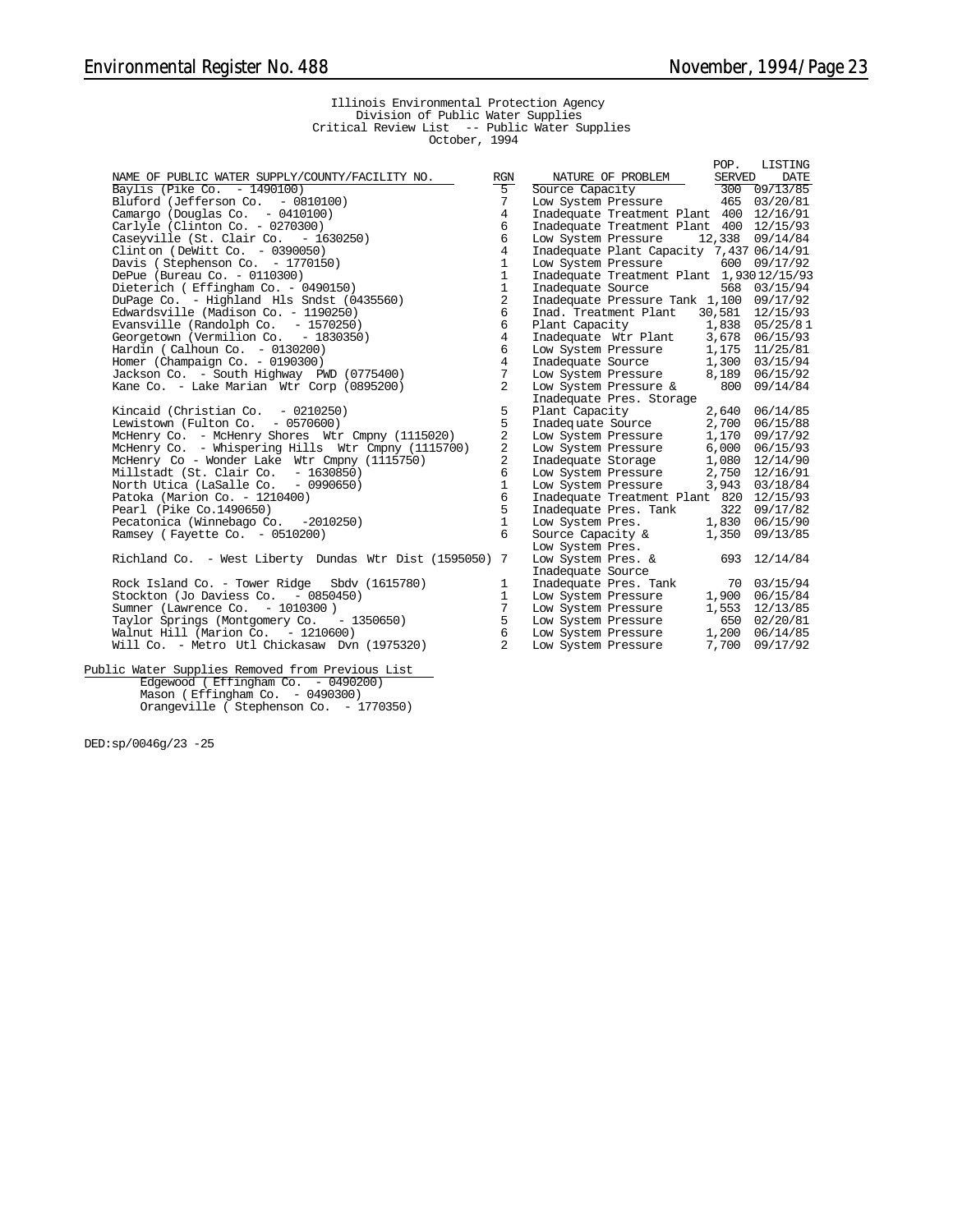Illinois Environmental Protection Agency
Division of Public Water Supplies
Critical Review List -- Public Water Supplies
October, 1994

| NAME OF PUBLIC WATER SUPPLY/COUNTY/FACILITY NO. | RGN | NATURE OF PROBLEM | POP. SERVED | LISTING DATE |
|---|---|---|---|---|
| Baylis (Pike Co. - 1490100) | 5 | Source Capacity | 300 | 09/13/85 |
| Bluford (Jefferson Co. - 0810100) | 7 | Low System Pressure | 465 | 03/20/81 |
| Camargo (Douglas Co. - 0410100) | 4 | Inadequate Treatment Plant | 400 | 12/16/91 |
| Carlyle (Clinton Co. - 0270300) | 6 | Inadequate Treatment Plant | 400 | 12/15/93 |
| Caseyville (St. Clair Co. - 1630250) | 6 | Low System Pressure | 12,338 | 09/14/84 |
| Clinton (DeWitt Co. - 0390050) | 4 | Inadequate Plant Capacity | 7,437 | 06/14/91 |
| Davis (Stephenson Co. - 1770150) | 1 | Low System Pressure | 600 | 09/17/92 |
| DePue (Bureau Co. - 0110300) | 1 | Inadequate Treatment Plant | 1,930 | 12/15/93 |
| Dieterich (Effingham Co. - 0490150) | 1 | Inadequate Source | 568 | 03/15/94 |
| DuPage Co. - Highland Hls Sndst (0435560) | 2 | Inadequate Pressure Tank | 1,100 | 09/17/92 |
| Edwardsville (Madison Co. - 1190250) | 6 | Inad. Treatment Plant | 30,581 | 12/15/93 |
| Evansville (Randolph Co. - 1570250) | 6 | Plant Capacity | 1,838 | 05/25/81 |
| Georgetown (Vermilion Co. - 1830350) | 4 | Inadequate Wtr Plant | 3,678 | 06/15/93 |
| Hardin (Calhoun Co. - 0130200) | 6 | Low System Pressure | 1,175 | 11/25/81 |
| Homer (Champaign Co. - 0190300) | 4 | Inadequate Source | 1,300 | 03/15/94 |
| Jackson Co. - South Highway PWD (0775400) | 7 | Low System Pressure | 8,189 | 06/15/92 |
| Kane Co. - Lake Marian Wtr Corp (0895200) | 2 | Low System Pressure & Inadequate Pres. Storage | 800 | 09/14/84 |
| Kincaid (Christian Co. - 0210250) | 5 | Plant Capacity | 2,640 | 06/14/85 |
| Lewistown (Fulton Co. - 0570600) | 5 | Inadequate Source | 2,700 | 06/15/88 |
| McHenry Co. - McHenry Shores Wtr Cmpny (1115020) | 2 | Low System Pressure | 1,170 | 09/17/92 |
| McHenry Co. - Whispering Hills Wtr Cmpny (1115700) | 2 | Low System Pressure | 6,000 | 06/15/93 |
| McHenry Co - Wonder Lake Wtr Cmpny (1115750) | 2 | Inadequate Storage | 1,080 | 12/14/90 |
| Millstadt (St. Clair Co. - 1630850) | 6 | Low System Pressure | 2,750 | 12/16/91 |
| North Utica (LaSalle Co. - 0990650) | 1 | Low System Pressure | 3,943 | 03/18/84 |
| Patoka (Marion Co. - 1210400) | 6 | Inadequate Treatment Plant | 820 | 12/15/93 |
| Pearl (Pike Co.1490650) | 5 | Inadequate Pres. Tank | 322 | 09/17/82 |
| Pecatonica (Winnebago Co. -2010250) | 1 | Low System Pres. | 1,830 | 06/15/90 |
| Ramsey (Fayette Co. - 0510200) | 6 | Source Capacity & Low System Pres. | 1,350 | 09/13/85 |
| Richland Co. - West Liberty Dundas Wtr Dist (1595050) | 7 | Low System Pres. & Inadequate Source | 693 | 12/14/84 |
| Rock Island Co. - Tower Ridge Sbdv (1615780) | 1 | Inadequate Pres. Tank | 70 | 03/15/94 |
| Stockton (Jo Daviess Co. - 0850450) | 1 | Low System Pressure | 1,900 | 06/15/84 |
| Sumner (Lawrence Co. - 1010300 ) | 7 | Low System Pressure | 1,553 | 12/13/85 |
| Taylor Springs (Montgomery Co. - 1350650) | 5 | Low System Pressure | 650 | 02/20/81 |
| Walnut Hill (Marion Co. - 1210600) | 6 | Low System Pressure | 1,200 | 06/14/85 |
| Will Co. - Metro Utl Chickasaw Dvn (1975320) | 2 | Low System Pressure | 7,700 | 09/17/92 |

Public Water Supplies Removed from Previous List

- Edgewood (Effingham Co. - 0490200)
- Mason (Effingham Co. - 0490300)
- Orangeville (Stephenson Co. - 1770350)

DED:sp/0046g/23 -25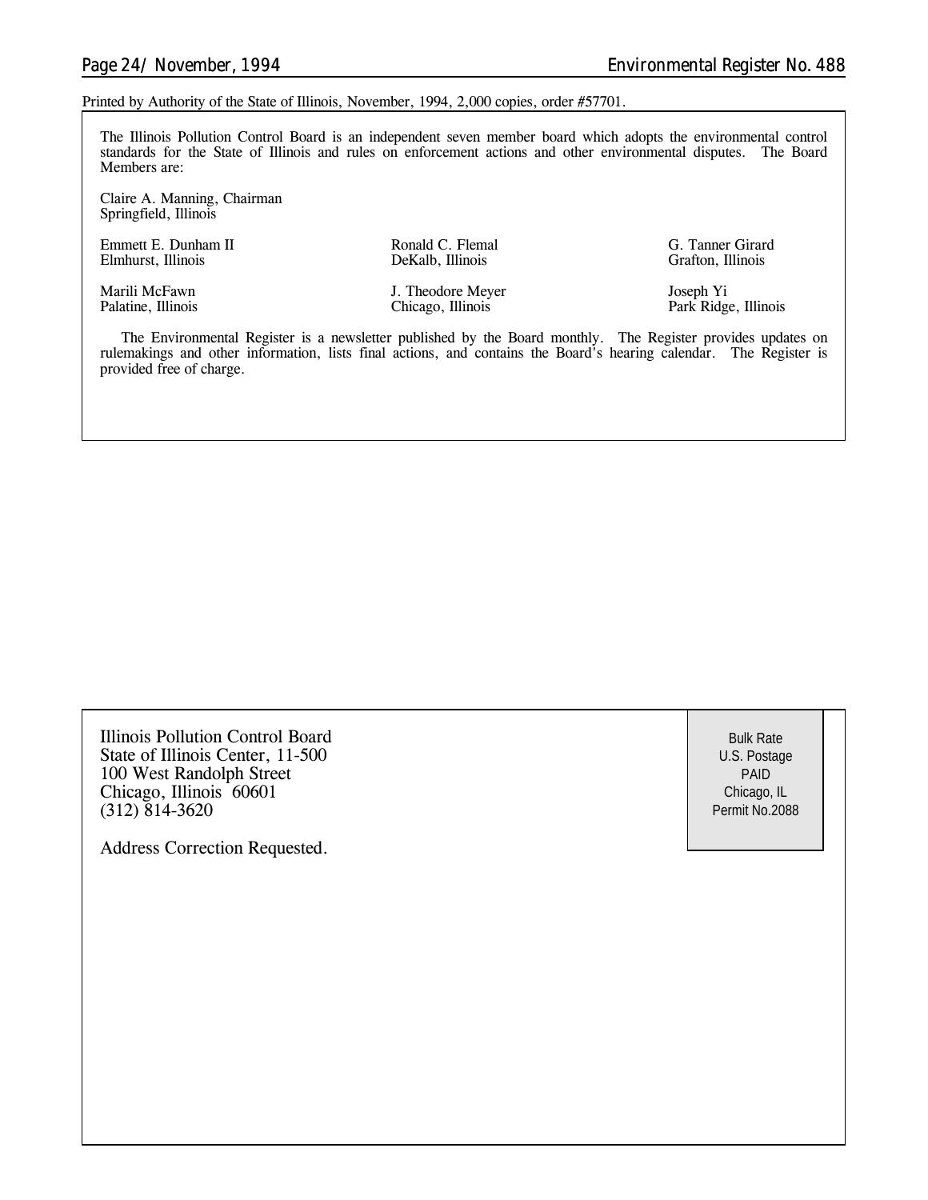Printed by Authority of the State of Illinois, November, 1994, 2,000 copies, order #57701.

The Illinois Pollution Control Board is an independent seven member board which adopts the environmental control standards for the State of Illinois and rules on enforcement actions and other environmental disputes. The Board Members are:

Claire A. Manning, Chairman
Springfield, Illinois

Emmett E. Dunham II
Elmhurst, Illinois

Ronald C. Flemal
DeKalb, Illinois

G. Tanner Girard
Grafton, Illinois

Marili McFawn
Palatine, Illinois

J. Theodore Meyer
Chicago, Illinois

Joseph Yi
Park Ridge, Illinois

The Environmental Register is a newsletter published by the Board monthly. The Register provides updates on rulemakings and other information, lists final actions, and contains the Board's hearing calendar. The Register is provided free of charge.

Illinois Pollution Control Board
State of Illinois Center, 11-500
100 West Randolph Street
Chicago, Illinois 60601
(312) 814-3620

Address Correction Requested.

Bulk Rate
U.S. Postage
PAID
Chicago, IL
Permit No.2088